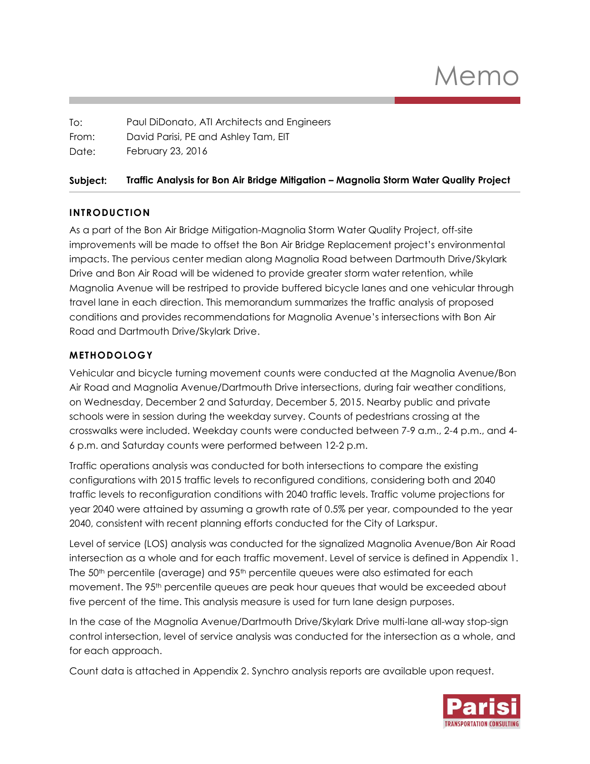# Memo

| | |
|---|---|
| To: | Paul DiDonato, ATI Architects and Engineers |
| From: | David Parisi, PE and Ashley Tam, EIT |
| Date: | February 23, 2016 |

**Subject: Traffic Analysis for Bon Air Bridge Mitigation – Magnolia Storm Water Quality Project**

## INTRODUCTION

As a part of the Bon Air Bridge Mitigation-Magnolia Storm Water Quality Project, off-site improvements will be made to offset the Bon Air Bridge Replacement project's environmental impacts. The pervious center median along Magnolia Road between Dartmouth Drive/Skylark Drive and Bon Air Road will be widened to provide greater storm water retention, while Magnolia Avenue will be restriped to provide buffered bicycle lanes and one vehicular through travel lane in each direction. This memorandum summarizes the traffic analysis of proposed conditions and provides recommendations for Magnolia Avenue's intersections with Bon Air Road and Dartmouth Drive/Skylark Drive.

## METHODOLOGY

Vehicular and bicycle turning movement counts were conducted at the Magnolia Avenue/Bon Air Road and Magnolia Avenue/Dartmouth Drive intersections, during fair weather conditions, on Wednesday, December 2 and Saturday, December 5, 2015. Nearby public and private schools were in session during the weekday survey. Counts of pedestrians crossing at the crosswalks were included. Weekday counts were conducted between 7-9 a.m., 2-4 p.m., and 4-6 p.m. and Saturday counts were performed between 12-2 p.m.

Traffic operations analysis was conducted for both intersections to compare the existing configurations with 2015 traffic levels to reconfigured conditions, considering both and 2040 traffic levels to reconfiguration conditions with 2040 traffic levels. Traffic volume projections for year 2040 were attained by assuming a growth rate of 0.5% per year, compounded to the year 2040, consistent with recent planning efforts conducted for the City of Larkspur.

Level of service (LOS) analysis was conducted for the signalized Magnolia Avenue/Bon Air Road intersection as a whole and for each traffic movement. Level of service is defined in Appendix 1. The 50th percentile (average) and 95th percentile queues were also estimated for each movement. The 95th percentile queues are peak hour queues that would be exceeded about five percent of the time. This analysis measure is used for turn lane design purposes.

In the case of the Magnolia Avenue/Dartmouth Drive/Skylark Drive multi-lane all-way stop-sign control intersection, level of service analysis was conducted for the intersection as a whole, and for each approach.

Count data is attached in Appendix 2. Synchro analysis reports are available upon request.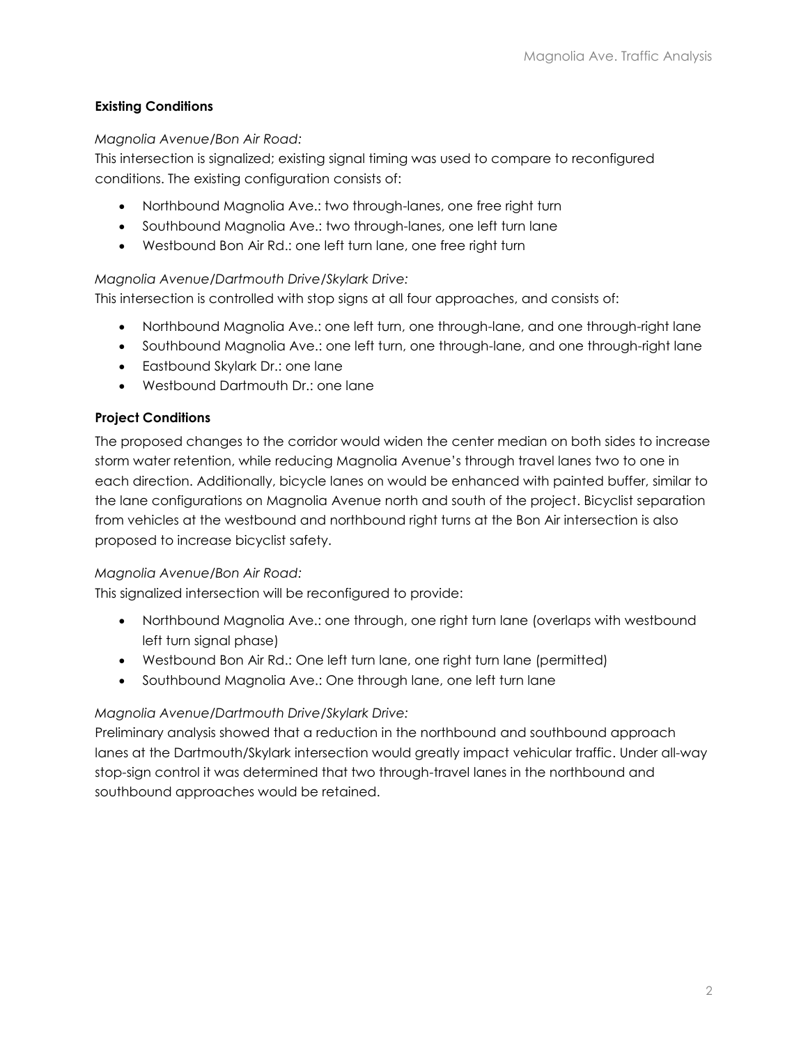**Existing Conditions**

*Magnolia Avenue/Bon Air Road:*
This intersection is signalized; existing signal timing was used to compare to reconfigured conditions. The existing configuration consists of:

- Northbound Magnolia Ave.: two through-lanes, one free right turn
- Southbound Magnolia Ave.: two through-lanes, one left turn lane
- Westbound Bon Air Rd.: one left turn lane, one free right turn

*Magnolia Avenue/Dartmouth Drive/Skylark Drive:*
This intersection is controlled with stop signs at all four approaches, and consists of:

- Northbound Magnolia Ave.: one left turn, one through-lane, and one through-right lane
- Southbound Magnolia Ave.: one left turn, one through-lane, and one through-right lane
- Eastbound Skylark Dr.: one lane
- Westbound Dartmouth Dr.: one lane

**Project Conditions**

The proposed changes to the corridor would widen the center median on both sides to increase storm water retention, while reducing Magnolia Avenue's through travel lanes two to one in each direction. Additionally, bicycle lanes on would be enhanced with painted buffer, similar to the lane configurations on Magnolia Avenue north and south of the project. Bicyclist separation from vehicles at the westbound and northbound right turns at the Bon Air intersection is also proposed to increase bicyclist safety.

*Magnolia Avenue/Bon Air Road:*
This signalized intersection will be reconfigured to provide:

- Northbound Magnolia Ave.: one through, one right turn lane (overlaps with westbound left turn signal phase)
- Westbound Bon Air Rd.: One left turn lane, one right turn lane (permitted)
- Southbound Magnolia Ave.: One through lane, one left turn lane

*Magnolia Avenue/Dartmouth Drive/Skylark Drive:*
Preliminary analysis showed that a reduction in the northbound and southbound approach lanes at the Dartmouth/Skylark intersection would greatly impact vehicular traffic. Under all-way stop-sign control it was determined that two through-travel lanes in the northbound and southbound approaches would be retained.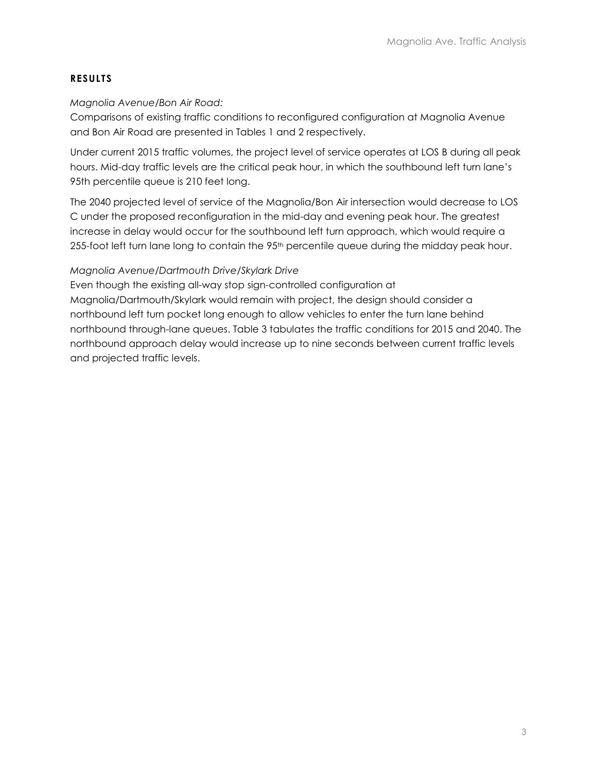## RESULTS

*Magnolia Avenue/Bon Air Road:*

Comparisons of existing traffic conditions to reconfigured configuration at Magnolia Avenue and Bon Air Road are presented in Tables 1 and 2 respectively.

Under current 2015 traffic volumes, the project level of service operates at LOS B during all peak hours. Mid-day traffic levels are the critical peak hour, in which the southbound left turn lane's 95th percentile queue is 210 feet long.

The 2040 projected level of service of the Magnolia/Bon Air intersection would decrease to LOS C under the proposed reconfiguration in the mid-day and evening peak hour. The greatest increase in delay would occur for the southbound left turn approach, which would require a 255-foot left turn lane long to contain the 95th percentile queue during the midday peak hour.

*Magnolia Avenue/Dartmouth Drive/Skylark Drive*

Even though the existing all-way stop sign-controlled configuration at Magnolia/Dartmouth/Skylark would remain with project, the design should consider a northbound left turn pocket long enough to allow vehicles to enter the turn lane behind northbound through-lane queues. Table 3 tabulates the traffic conditions for 2015 and 2040. The northbound approach delay would increase up to nine seconds between current traffic levels and projected traffic levels.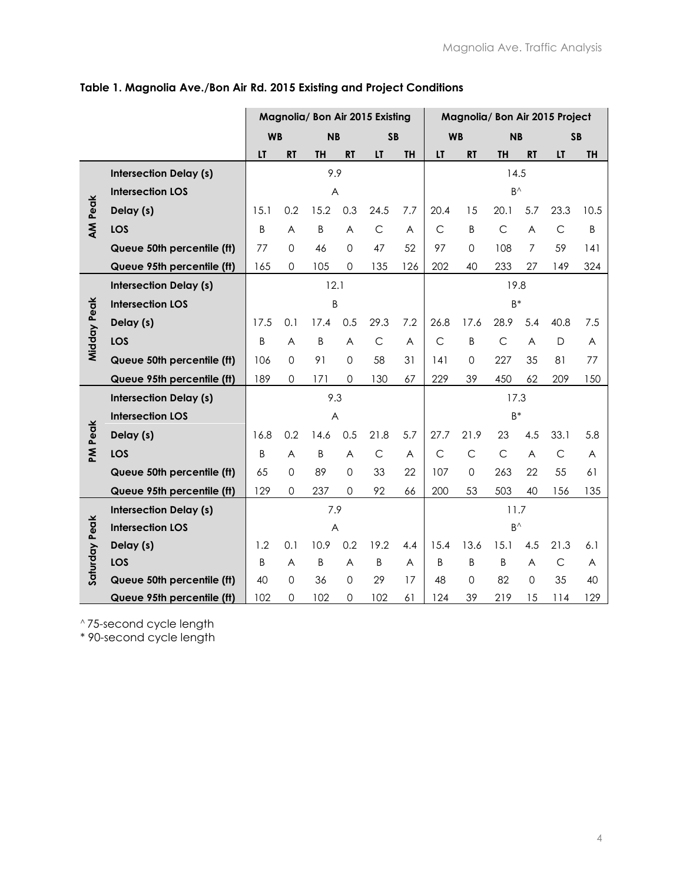**Table 1. Magnolia Ave./Bon Air Rd. 2015 Existing and Project Conditions**

| | | Magnolia/ Bon Air 2015 Existing | | | | | | Magnolia/ Bon Air 2015 Project | | | | | |
|---|---|---|---|---|---|---|---|---|---|---|---|---|---|
| | | WB | | NB | | SB | | WB | | NB | | SB | |
| | | LT | RT | TH | RT | LT | TH | LT | RT | TH | RT | LT | TH |
| AM Peak | Intersection Delay (s) | 9.9 | | | | | | 14.5 | | | | | |
| | Intersection LOS | A | | | | | | B^ | | | | | |
| | Delay (s) | 15.1 | 0.2 | 15.2 | 0.3 | 24.5 | 7.7 | 20.4 | 15 | 20.1 | 5.7 | 23.3 | 10.5 |
| | LOS | B | A | B | A | C | A | C | B | C | A | C | B |
| | Queue 50th percentile (ft) | 77 | 0 | 46 | 0 | 47 | 52 | 97 | 0 | 108 | 7 | 59 | 141 |
| | Queue 95th percentile (ft) | 165 | 0 | 105 | 0 | 135 | 126 | 202 | 40 | 233 | 27 | 149 | 324 |
| Midday Peak | Intersection Delay (s) | 12.1 | | | | | | 19.8 | | | | | |
| | Intersection LOS | B | | | | | | B* | | | | | |
| | Delay (s) | 17.5 | 0.1 | 17.4 | 0.5 | 29.3 | 7.2 | 26.8 | 17.6 | 28.9 | 5.4 | 40.8 | 7.5 |
| | LOS | B | A | B | A | C | A | C | B | C | A | D | A |
| | Queue 50th percentile (ft) | 106 | 0 | 91 | 0 | 58 | 31 | 141 | 0 | 227 | 35 | 81 | 77 |
| | Queue 95th percentile (ft) | 189 | 0 | 171 | 0 | 130 | 67 | 229 | 39 | 450 | 62 | 209 | 150 |
| PM Peak | Intersection Delay (s) | 9.3 | | | | | | 17.3 | | | | | |
| | Intersection LOS | A | | | | | | B* | | | | | |
| | Delay (s) | 16.8 | 0.2 | 14.6 | 0.5 | 21.8 | 5.7 | 27.7 | 21.9 | 23 | 4.5 | 33.1 | 5.8 |
| | LOS | B | A | B | A | C | A | C | C | C | A | C | A |
| | Queue 50th percentile (ft) | 65 | 0 | 89 | 0 | 33 | 22 | 107 | 0 | 263 | 22 | 55 | 61 |
| | Queue 95th percentile (ft) | 129 | 0 | 237 | 0 | 92 | 66 | 200 | 53 | 503 | 40 | 156 | 135 |
| Saturday Peak | Intersection Delay (s) | 7.9 | | | | | | 11.7 | | | | | |
| | Intersection LOS | A | | | | | | B^ | | | | | |
| | Delay (s) | 1.2 | 0.1 | 10.9 | 0.2 | 19.2 | 4.4 | 15.4 | 13.6 | 15.1 | 4.5 | 21.3 | 6.1 |
| | LOS | B | A | B | A | B | A | B | B | B | A | C | A |
| | Queue 50th percentile (ft) | 40 | 0 | 36 | 0 | 29 | 17 | 48 | 0 | 82 | 0 | 35 | 40 |
| | Queue 95th percentile (ft) | 102 | 0 | 102 | 0 | 102 | 61 | 124 | 39 | 219 | 15 | 114 | 129 |

^ 75-second cycle length
* 90-second cycle length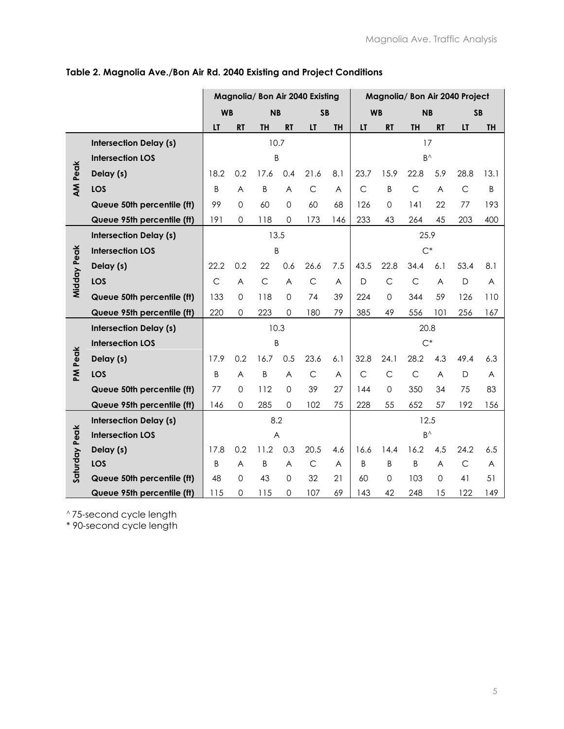**Table 2. Magnolia Ave./Bon Air Rd. 2040 Existing and Project Conditions**

| | | Magnolia/ Bon Air 2040 Existing | | | | | | Magnolia/ Bon Air 2040 Project | | | | | |
|---|---|---|---|---|---|---|---|---|---|---|---|---|---|
| | | WB | | NB | | SB | | WB | | NB | | SB | |
| | | LT | RT | TH | RT | LT | TH | LT | RT | TH | RT | LT | TH |
| AM Peak | Intersection Delay (s) | 10.7 | | | | | | 17 | | | | | |
| | Intersection LOS | B | | | | | | B^ | | | | | |
| | Delay (s) | 18.2 | 0.2 | 17.6 | 0.4 | 21.6 | 8.1 | 23.7 | 15.9 | 22.8 | 5.9 | 28.8 | 13.1 |
| | LOS | B | A | B | A | C | A | C | B | C | A | C | B |
| | Queue 50th percentile (ft) | 99 | 0 | 60 | 0 | 60 | 68 | 126 | 0 | 141 | 22 | 77 | 193 |
| | Queue 95th percentile (ft) | 191 | 0 | 118 | 0 | 173 | 146 | 233 | 43 | 264 | 45 | 203 | 400 |
| Midday Peak | Intersection Delay (s) | 13.5 | | | | | | 25.9 | | | | | |
| | Intersection LOS | B | | | | | | C* | | | | | |
| | Delay (s) | 22.2 | 0.2 | 22 | 0.6 | 26.6 | 7.5 | 43.5 | 22.8 | 34.4 | 6.1 | 53.4 | 8.1 |
| | LOS | C | A | C | A | C | A | D | C | C | A | D | A |
| | Queue 50th percentile (ft) | 133 | 0 | 118 | 0 | 74 | 39 | 224 | 0 | 344 | 59 | 126 | 110 |
| | Queue 95th percentile (ft) | 220 | 0 | 223 | 0 | 180 | 79 | 385 | 49 | 556 | 101 | 256 | 167 |
| PM Peak | Intersection Delay (s) | 10.3 | | | | | | 20.8 | | | | | |
| | Intersection LOS | B | | | | | | C* | | | | | |
| | Delay (s) | 17.9 | 0.2 | 16.7 | 0.5 | 23.6 | 6.1 | 32.8 | 24.1 | 28.2 | 4.3 | 49.4 | 6.3 |
| | LOS | B | A | B | A | C | A | C | C | C | A | D | A |
| | Queue 50th percentile (ft) | 77 | 0 | 112 | 0 | 39 | 27 | 144 | 0 | 350 | 34 | 75 | 83 |
| | Queue 95th percentile (ft) | 146 | 0 | 285 | 0 | 102 | 75 | 228 | 55 | 652 | 57 | 192 | 156 |
| Saturday Peak | Intersection Delay (s) | 8.2 | | | | | | 12.5 | | | | | |
| | Intersection LOS | A | | | | | | B^ | | | | | |
| | Delay (s) | 17.8 | 0.2 | 11.2 | 0.3 | 20.5 | 4.6 | 16.6 | 14.4 | 16.2 | 4.5 | 24.2 | 6.5 |
| | LOS | B | A | B | A | C | A | B | B | B | A | C | A |
| | Queue 50th percentile (ft) | 48 | 0 | 43 | 0 | 32 | 21 | 60 | 0 | 103 | 0 | 41 | 51 |
| | Queue 95th percentile (ft) | 115 | 0 | 115 | 0 | 107 | 69 | 143 | 42 | 248 | 15 | 122 | 149 |

^ 75-second cycle length
* 90-second cycle length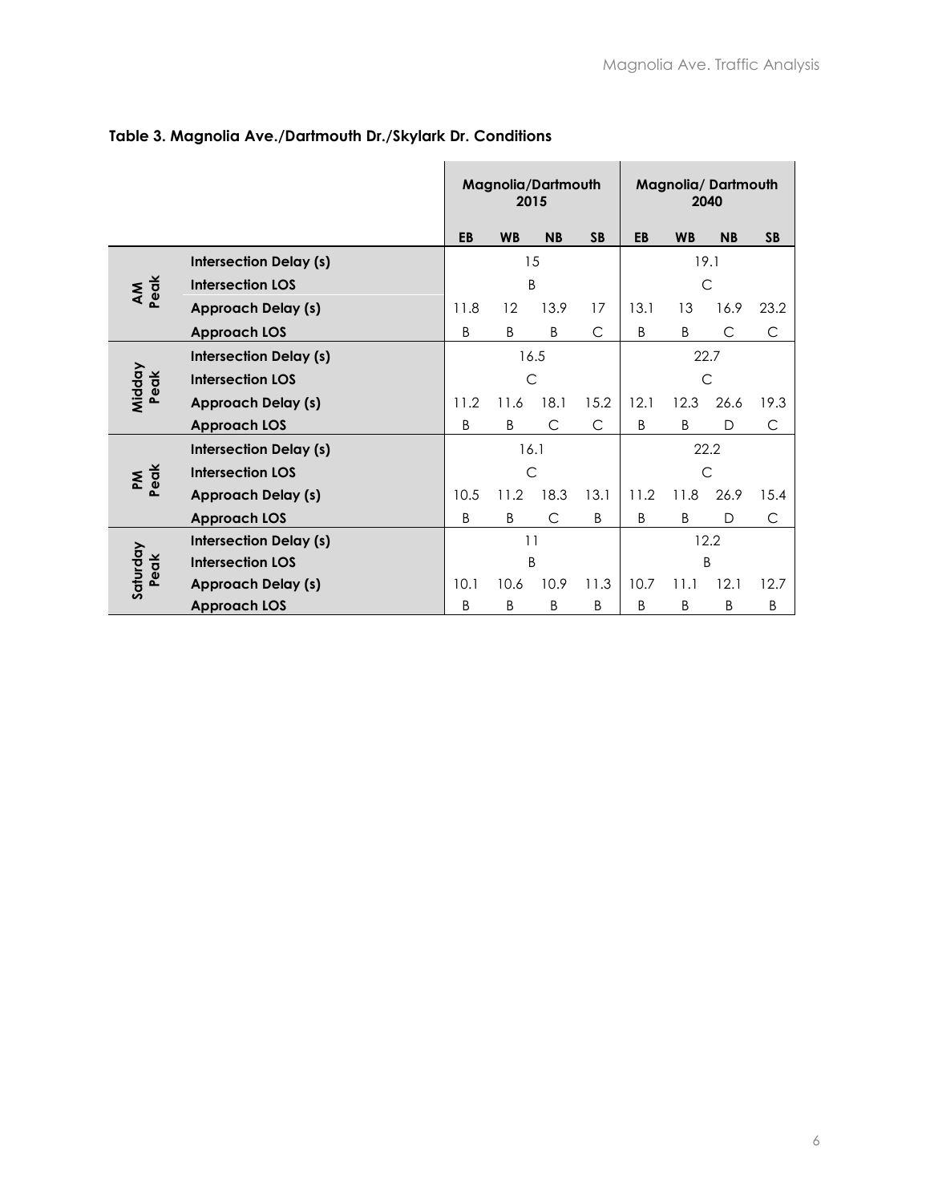**Table 3. Magnolia Ave./Dartmouth Dr./Skylark Dr. Conditions**

| | | Magnolia/Dartmouth 2015 | | | | Magnolia/ Dartmouth 2040 | | | |
|---|---|---|---|---|---|---|---|---|---|
| | | **EB** | **WB** | **NB** | **SB** | **EB** | **WB** | **NB** | **SB** |
| **AM Peak** | **Intersection Delay (s)** | 15 | | | | 19.1 | | | |
| | **Intersection LOS** | B | | | | C | | | |
| | **Approach Delay (s)** | 11.8 | 12 | 13.9 | 17 | 13.1 | 13 | 16.9 | 23.2 |
| | **Approach LOS** | B | B | B | C | B | B | C | C |
| **Midday Peak** | **Intersection Delay (s)** | 16.5 | | | | 22.7 | | | |
| | **Intersection LOS** | C | | | | C | | | |
| | **Approach Delay (s)** | 11.2 | 11.6 | 18.1 | 15.2 | 12.1 | 12.3 | 26.6 | 19.3 |
| | **Approach LOS** | B | B | C | C | B | B | D | C |
| **PM Peak** | **Intersection Delay (s)** | 16.1 | | | | 22.2 | | | |
| | **Intersection LOS** | C | | | | C | | | |
| | **Approach Delay (s)** | 10.5 | 11.2 | 18.3 | 13.1 | 11.2 | 11.8 | 26.9 | 15.4 |
| | **Approach LOS** | B | B | C | B | B | B | D | C |
| **Saturday Peak** | **Intersection Delay (s)** | 11 | | | | 12.2 | | | |
| | **Intersection LOS** | B | | | | B | | | |
| | **Approach Delay (s)** | 10.1 | 10.6 | 10.9 | 11.3 | 10.7 | 11.1 | 12.1 | 12.7 |
| | **Approach LOS** | B | B | B | B | B | B | B | B |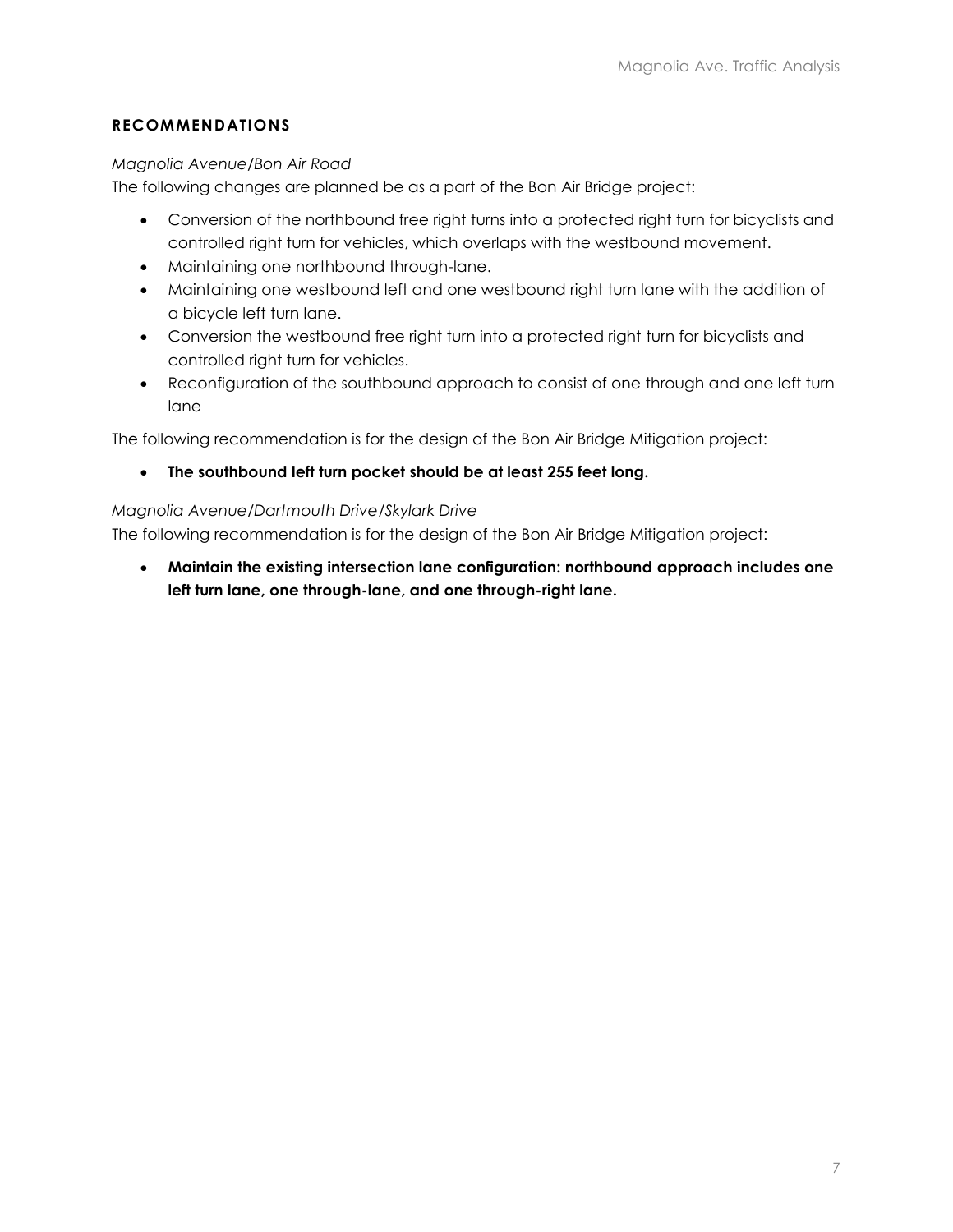## RECOMMENDATIONS

*Magnolia Avenue/Bon Air Road*

The following changes are planned be as a part of the Bon Air Bridge project:

- Conversion of the northbound free right turns into a protected right turn for bicyclists and controlled right turn for vehicles, which overlaps with the westbound movement.
- Maintaining one northbound through-lane.
- Maintaining one westbound left and one westbound right turn lane with the addition of a bicycle left turn lane.
- Conversion the westbound free right turn into a protected right turn for bicyclists and controlled right turn for vehicles.
- Reconfiguration of the southbound approach to consist of one through and one left turn lane

The following recommendation is for the design of the Bon Air Bridge Mitigation project:

- **The southbound left turn pocket should be at least 255 feet long.**

*Magnolia Avenue/Dartmouth Drive/Skylark Drive*

The following recommendation is for the design of the Bon Air Bridge Mitigation project:

- **Maintain the existing intersection lane configuration: northbound approach includes one left turn lane, one through-lane, and one through-right lane.**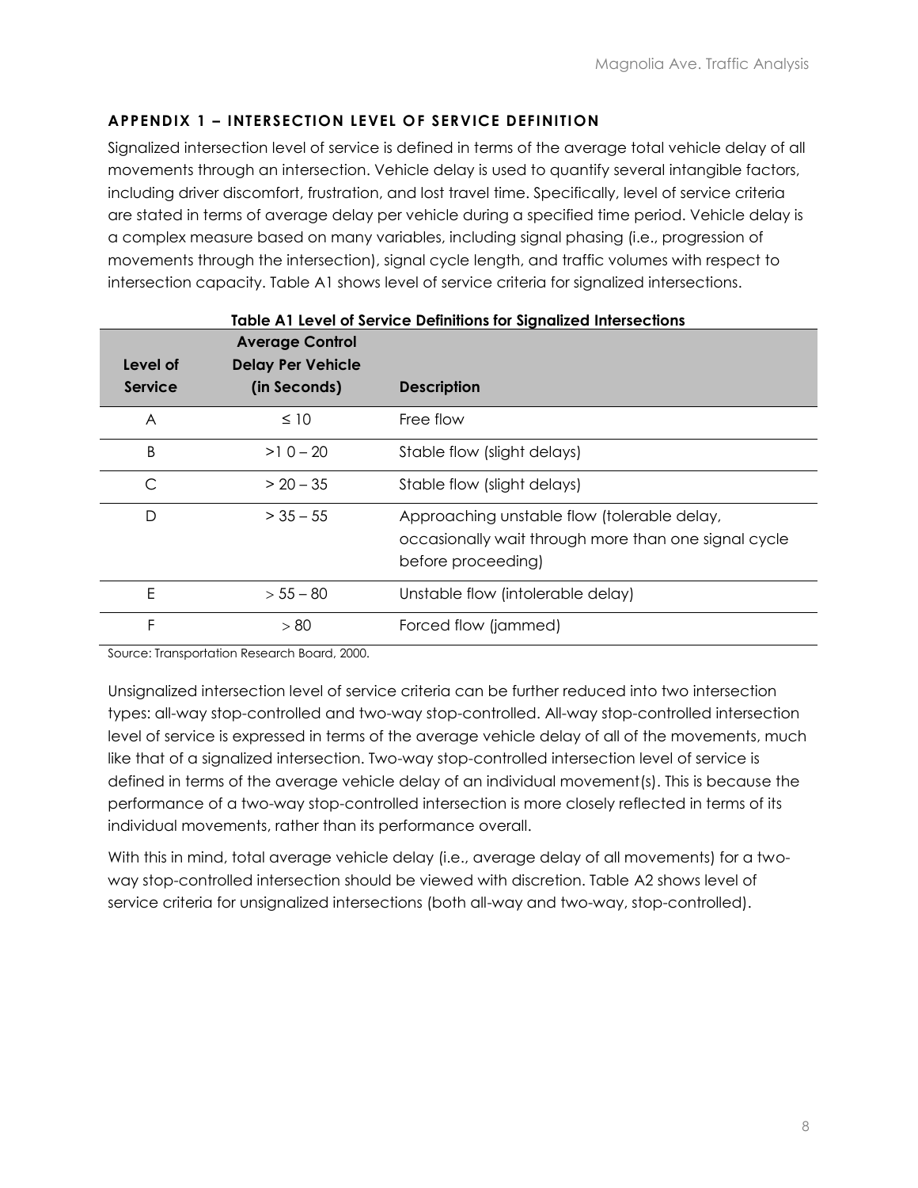### APPENDIX 1 – INTERSECTION LEVEL OF SERVICE DEFINITION

Signalized intersection level of service is defined in terms of the average total vehicle delay of all movements through an intersection. Vehicle delay is used to quantify several intangible factors, including driver discomfort, frustration, and lost travel time. Specifically, level of service criteria are stated in terms of average delay per vehicle during a specified time period. Vehicle delay is a complex measure based on many variables, including signal phasing (i.e., progression of movements through the intersection), signal cycle length, and traffic volumes with respect to intersection capacity. Table A1 shows level of service criteria for signalized intersections.

**Table A1 Level of Service Definitions for Signalized Intersections**

| Level of Service | Average Control Delay Per Vehicle (in Seconds) | Description |
|---|---|---|
| A | ≤ 10 | Free flow |
| B | >1 0 – 20 | Stable flow (slight delays) |
| C | > 20 – 35 | Stable flow (slight delays) |
| D | > 35 – 55 | Approaching unstable flow (tolerable delay, occasionally wait through more than one signal cycle before proceeding) |
| E | > 55 – 80 | Unstable flow (intolerable delay) |
| F | > 80 | Forced flow (jammed) |

Source: Transportation Research Board, 2000.

Unsignalized intersection level of service criteria can be further reduced into two intersection types: all-way stop-controlled and two-way stop-controlled. All-way stop-controlled intersection level of service is expressed in terms of the average vehicle delay of all of the movements, much like that of a signalized intersection. Two-way stop-controlled intersection level of service is defined in terms of the average vehicle delay of an individual movement(s). This is because the performance of a two-way stop-controlled intersection is more closely reflected in terms of its individual movements, rather than its performance overall.

With this in mind, total average vehicle delay (i.e., average delay of all movements) for a two-way stop-controlled intersection should be viewed with discretion. Table A2 shows level of service criteria for unsignalized intersections (both all-way and two-way, stop-controlled).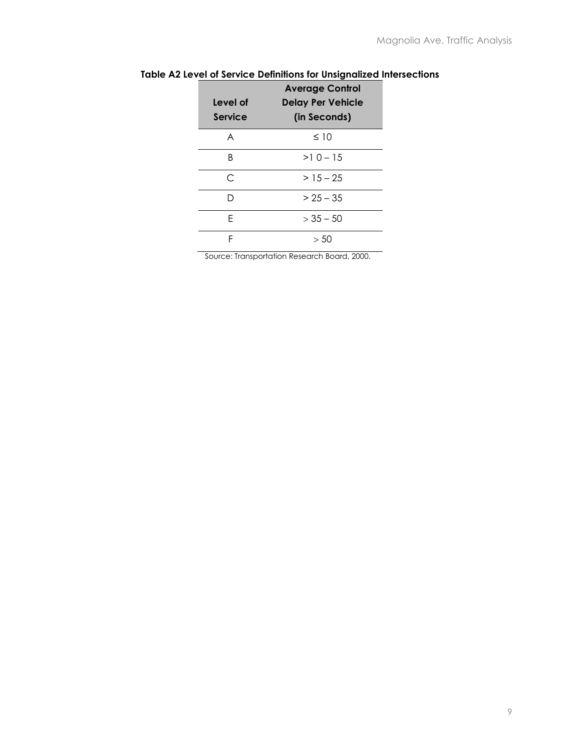**Table A2 Level of Service Definitions for Unsignalized Intersections**

| Level of Service | Average Control Delay Per Vehicle (in Seconds) |
|---|---|
| A | ≤ 10 |
| B | >1 0 – 15 |
| C | > 15 – 25 |
| D | > 25 – 35 |
| E | > 35 – 50 |
| F | > 50 |

Source: Transportation Research Board, 2000.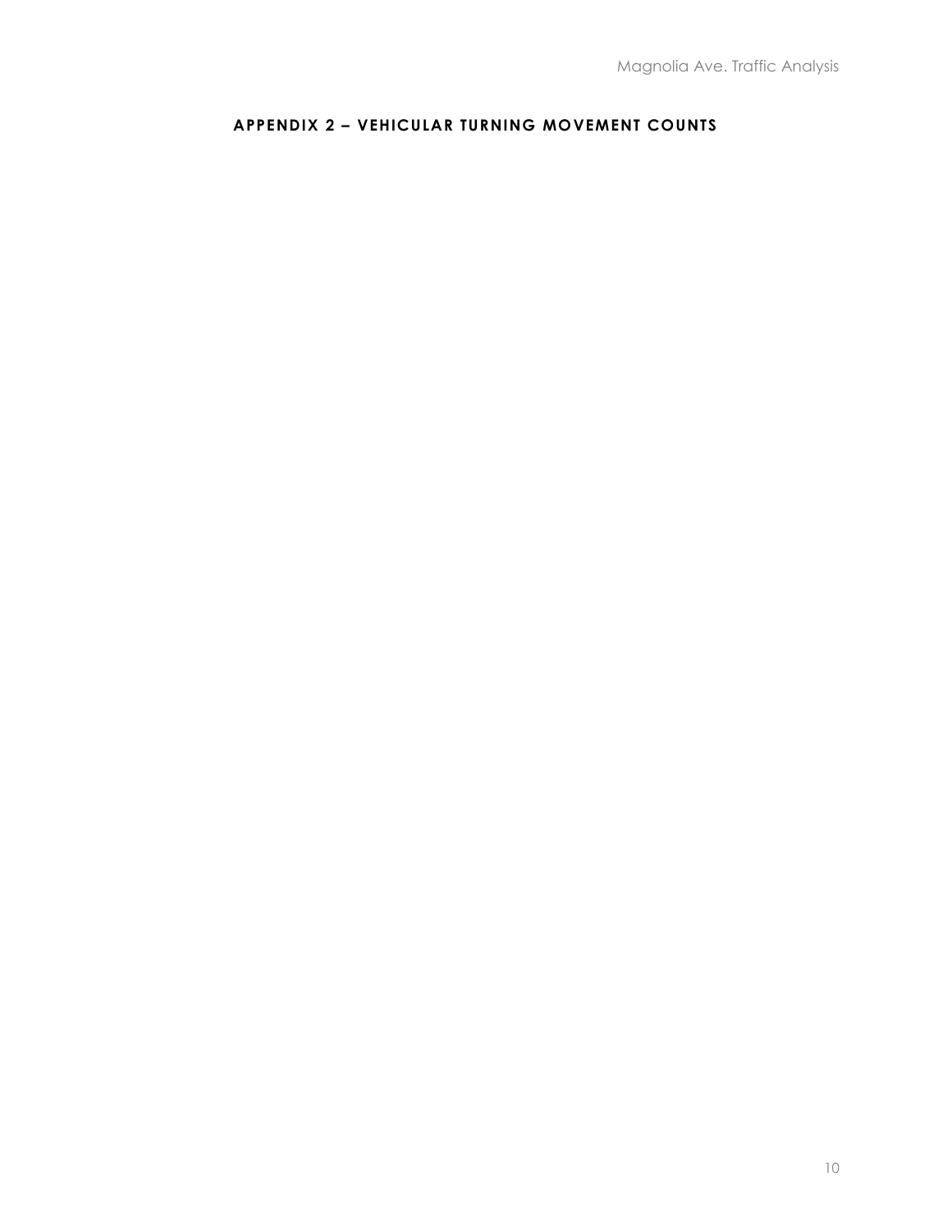## APPENDIX 2 – VEHICULAR TURNING MOVEMENT COUNTS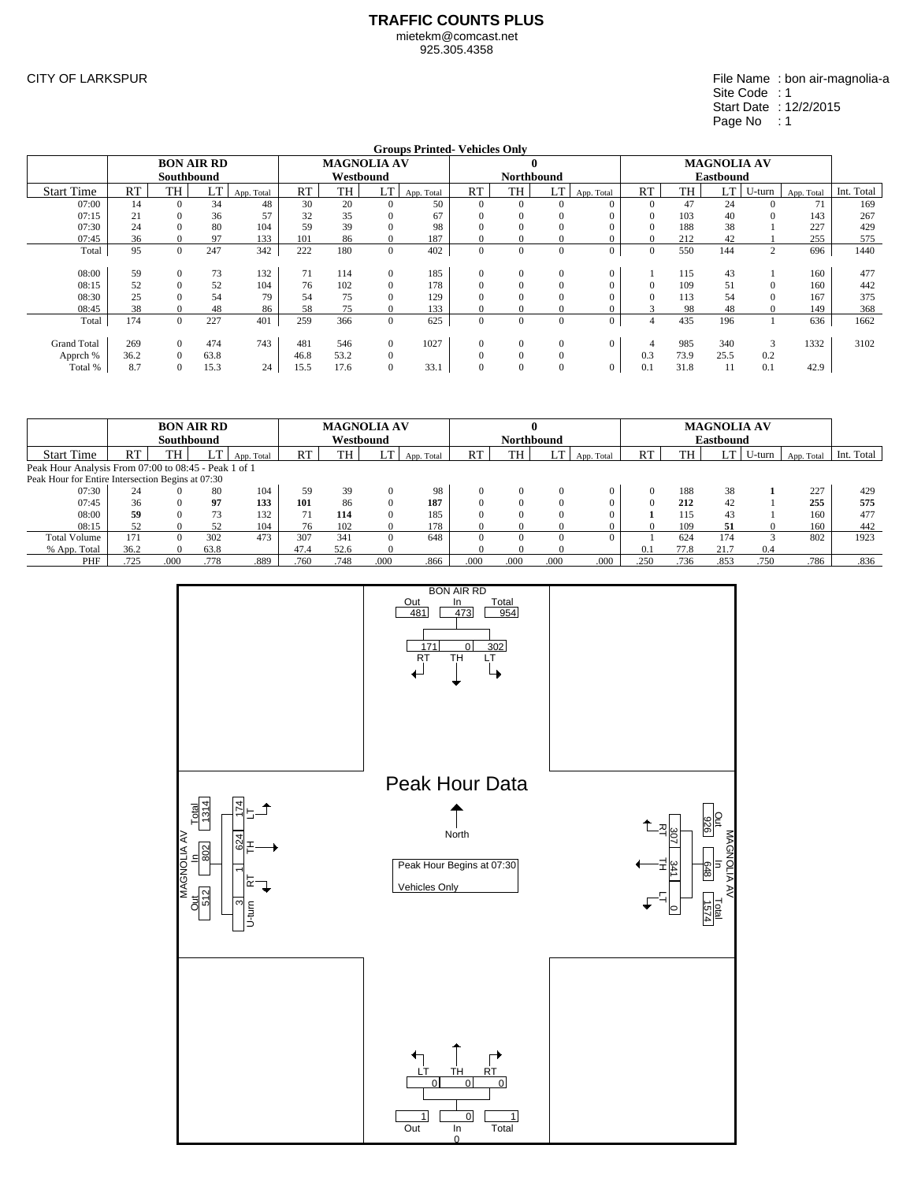**TRAFFIC COUNTS PLUS**
mietekm@comcast.net
925.305.4358

CITY OF LARKSPUR

File Name : bon air-magnolia-a
Site Code : 1
Start Date : 12/2/2015
Page No : 1

**Groups Printed- Vehicles Only**

| | BON AIR RD Southbound | | | | MAGNOLIA AV Westbound | | | | 0 Northbound | | | | MAGNOLIA AV Eastbound | | | | | |
|---|---|---|---|---|---|---|---|---|---|---|---|---|---|---|---|---|---|---|
| Start Time | RT | TH | LT | App. Total | RT | TH | LT | App. Total | RT | TH | LT | App. Total | RT | TH | LT | U-turn | App. Total | Int. Total |
| 07:00 | 14 | 0 | 34 | 48 | 30 | 20 | 0 | 50 | 0 | 0 | 0 | 0 | 0 | 47 | 24 | 0 | 71 | 169 |
| 07:15 | 21 | 0 | 36 | 57 | 32 | 35 | 0 | 67 | 0 | 0 | 0 | 0 | 0 | 103 | 40 | 0 | 143 | 267 |
| 07:30 | 24 | 0 | 80 | 104 | 59 | 39 | 0 | 98 | 0 | 0 | 0 | 0 | 0 | 188 | 38 | 1 | 227 | 429 |
| 07:45 | 36 | 0 | 97 | 133 | 101 | 86 | 0 | 187 | 0 | 0 | 0 | 0 | 0 | 212 | 42 | 1 | 255 | 575 |
| Total | 95 | 0 | 247 | 342 | 222 | 180 | 0 | 402 | 0 | 0 | 0 | 0 | 0 | 550 | 144 | 2 | 696 | 1440 |
| 08:00 | 59 | 0 | 73 | 132 | 71 | 114 | 0 | 185 | 0 | 0 | 0 | 0 | 1 | 115 | 43 | 1 | 160 | 477 |
| 08:15 | 52 | 0 | 52 | 104 | 76 | 102 | 0 | 178 | 0 | 0 | 0 | 0 | 0 | 109 | 51 | 0 | 160 | 442 |
| 08:30 | 25 | 0 | 54 | 79 | 54 | 75 | 0 | 129 | 0 | 0 | 0 | 0 | 0 | 113 | 54 | 0 | 167 | 375 |
| 08:45 | 38 | 0 | 48 | 86 | 58 | 75 | 0 | 133 | 0 | 0 | 0 | 0 | 3 | 98 | 48 | 0 | 149 | 368 |
| Total | 174 | 0 | 227 | 401 | 259 | 366 | 0 | 625 | 0 | 0 | 0 | 0 | 4 | 435 | 196 | 1 | 636 | 1662 |
| Grand Total | 269 | 0 | 474 | 743 | 481 | 546 | 0 | 1027 | 0 | 0 | 0 | 0 | 4 | 985 | 340 | 3 | 1332 | 3102 |
| Apprch % | 36.2 | 0 | 63.8 | | 46.8 | 53.2 | 0 | | 0 | 0 | 0 | | 0.3 | 73.9 | 25.5 | 0.2 | | |
| Total % | 8.7 | 0 | 15.3 | 24 | 15.5 | 17.6 | 0 | 33.1 | 0 | 0 | 0 | 0 | 0.1 | 31.8 | 11 | 0.1 | 42.9 | |

| | BON AIR RD Southbound | | | | MAGNOLIA AV Westbound | | | | 0 Northbound | | | | MAGNOLIA AV Eastbound | | | | | |
|---|---|---|---|---|---|---|---|---|---|---|---|---|---|---|---|---|---|---|
| Start Time | RT | TH | LT | App. Total | RT | TH | LT | App. Total | RT | TH | LT | App. Total | RT | TH | LT | U-turn | App. Total | Int. Total |
| Peak Hour Analysis From 07:00 to 08:45 - Peak 1 of 1 | | | | | | | | | | | | | | | | | | |
| Peak Hour for Entire Intersection Begins at 07:30 | | | | | | | | | | | | | | | | | | |
| 07:30 | 24 | 0 | 80 | 104 | 59 | 39 | 0 | 98 | 0 | 0 | 0 | 0 | 0 | 188 | 38 | **1** | 227 | 429 |
| 07:45 | 36 | 0 | **97** | **133** | **101** | 86 | 0 | **187** | 0 | 0 | 0 | 0 | 0 | **212** | 42 | 1 | **255** | **575** |
| 08:00 | **59** | 0 | 73 | 132 | 71 | **114** | 0 | 185 | 0 | 0 | 0 | 0 | **1** | 115 | 43 | 1 | 160 | 477 |
| 08:15 | 52 | 0 | 52 | 104 | 76 | 102 | 0 | 178 | 0 | 0 | 0 | 0 | 0 | 109 | **51** | 0 | 160 | 442 |
| Total Volume | 171 | 0 | 302 | 473 | 307 | 341 | 0 | 648 | 0 | 0 | 0 | 0 | 1 | 624 | 174 | 3 | 802 | 1923 |
| % App. Total | 36.2 | 0 | 63.8 | | 47.4 | 52.6 | 0 | | 0 | 0 | 0 | | 0.1 | 77.8 | 21.7 | 0.4 | | |
| PHF | .725 | .000 | .778 | .889 | .760 | .748 | .000 | .866 | .000 | .000 | .000 | .000 | .250 | .736 | .853 | .750 | .786 | .836 |

**Peak Hour Data**

Peak Hour Begins at 07:30
Vehicles Only

North

BON AIR RD: Out 481, In 473, Total 954; RT 171, TH 0, LT 302

MAGNOLIA AV (East leg): Out 926, In 648, Total 1574; RT 307, TH 341, LT 0

MAGNOLIA AV (West leg): Out 512, In 802, Total 1314; LT 174, TH 624, RT 1, U-turn 3

South leg: Out 1, In 0, Total 1; LT 0, TH 0, RT 0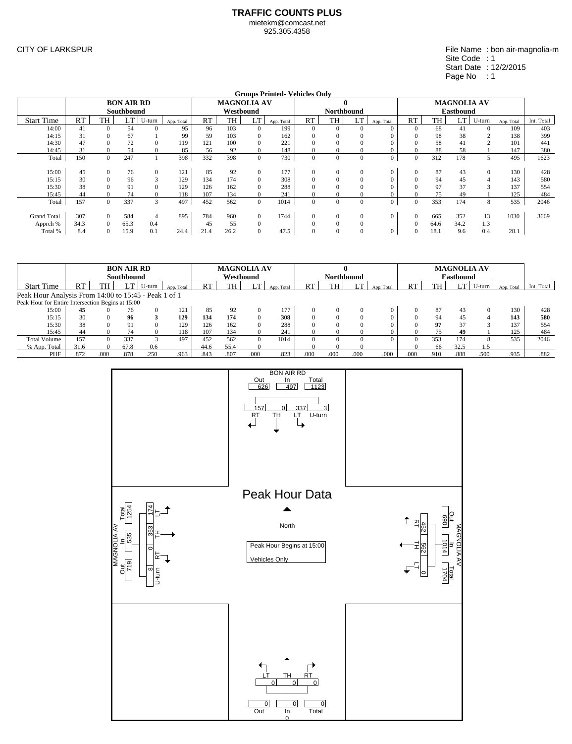# TRAFFIC COUNTS PLUS

mietekm@comcast.net
925.305.4358

CITY OF LARKSPUR

File Name : bon air-magnolia-m
Site Code : 1
Start Date : 12/2/2015
Page No : 1

**Groups Printed- Vehicles Only**

| | BON AIR RD Southbound | | | | | MAGNOLIA AV Westbound | | | | 0 Northbound | | | | MAGNOLIA AV Eastbound | | | | | |
|---|---|---|---|---|---|---|---|---|---|---|---|---|---|---|---|---|---|---|---|
| Start Time | RT | TH | LT | U-turn | App. Total | RT | TH | LT | App. Total | RT | TH | LT | App. Total | RT | TH | LT | U-turn | App. Total | Int. Total |
| 14:00 | 41 | 0 | 54 | 0 | 95 | 96 | 103 | 0 | 199 | 0 | 0 | 0 | 0 | 0 | 68 | 41 | 0 | 109 | 403 |
| 14:15 | 31 | 0 | 67 | 1 | 99 | 59 | 103 | 0 | 162 | 0 | 0 | 0 | 0 | 0 | 98 | 38 | 2 | 138 | 399 |
| 14:30 | 47 | 0 | 72 | 0 | 119 | 121 | 100 | 0 | 221 | 0 | 0 | 0 | 0 | 0 | 58 | 41 | 2 | 101 | 441 |
| 14:45 | 31 | 0 | 54 | 0 | 85 | 56 | 92 | 0 | 148 | 0 | 0 | 0 | 0 | 0 | 88 | 58 | 1 | 147 | 380 |
| Total | 150 | 0 | 247 | 1 | 398 | 332 | 398 | 0 | 730 | 0 | 0 | 0 | 0 | 0 | 312 | 178 | 5 | 495 | 1623 |
| 15:00 | 45 | 0 | 76 | 0 | 121 | 85 | 92 | 0 | 177 | 0 | 0 | 0 | 0 | 0 | 87 | 43 | 0 | 130 | 428 |
| 15:15 | 30 | 0 | 96 | 3 | 129 | 134 | 174 | 0 | 308 | 0 | 0 | 0 | 0 | 0 | 94 | 45 | 4 | 143 | 580 |
| 15:30 | 38 | 0 | 91 | 0 | 129 | 126 | 162 | 0 | 288 | 0 | 0 | 0 | 0 | 0 | 97 | 37 | 3 | 137 | 554 |
| 15:45 | 44 | 0 | 74 | 0 | 118 | 107 | 134 | 0 | 241 | 0 | 0 | 0 | 0 | 0 | 75 | 49 | 1 | 125 | 484 |
| Total | 157 | 0 | 337 | 3 | 497 | 452 | 562 | 0 | 1014 | 0 | 0 | 0 | 0 | 0 | 353 | 174 | 8 | 535 | 2046 |
| Grand Total | 307 | 0 | 584 | 4 | 895 | 784 | 960 | 0 | 1744 | 0 | 0 | 0 | 0 | 0 | 665 | 352 | 13 | 1030 | 3669 |
| Apprch % | 34.3 | 0 | 65.3 | 0.4 | | 45 | 55 | 0 | | 0 | 0 | 0 | | 0 | 64.6 | 34.2 | 1.3 | | |
| Total % | 8.4 | 0 | 15.9 | 0.1 | 24.4 | 21.4 | 26.2 | 0 | 47.5 | 0 | 0 | 0 | 0 | 0 | 18.1 | 9.6 | 0.4 | 28.1 | |

| | BON AIR RD Southbound | | | | | MAGNOLIA AV Westbound | | | | 0 Northbound | | | | MAGNOLIA AV Eastbound | | | | | |
|---|---|---|---|---|---|---|---|---|---|---|---|---|---|---|---|---|---|---|---|
| Start Time | RT | TH | LT | U-turn | App. Total | RT | TH | LT | App. Total | RT | TH | LT | App. Total | RT | TH | LT | U-turn | App. Total | Int. Total |
| Peak Hour Analysis From 14:00 to 15:45 - Peak 1 of 1 | | | | | | | | | | | | | | | | | | | |
| Peak Hour for Entire Intersection Begins at 15:00 | | | | | | | | | | | | | | | | | | | |
| 15:00 | **45** | 0 | 76 | 0 | 121 | 85 | 92 | 0 | 177 | 0 | 0 | 0 | 0 | 0 | 87 | 43 | 0 | 130 | 428 |
| 15:15 | 30 | 0 | **96** | **3** | **129** | **134** | **174** | 0 | **308** | 0 | 0 | 0 | 0 | 0 | 94 | 45 | **4** | **143** | **580** |
| 15:30 | 38 | 0 | 91 | 0 | 129 | 126 | 162 | 0 | 288 | 0 | 0 | 0 | 0 | 0 | **97** | 37 | 3 | 137 | 554 |
| 15:45 | 44 | 0 | 74 | 0 | 118 | 107 | 134 | 0 | 241 | 0 | 0 | 0 | 0 | 0 | 75 | **49** | 1 | 125 | 484 |
| Total Volume | 157 | 0 | 337 | 3 | 497 | 452 | 562 | 0 | 1014 | 0 | 0 | 0 | 0 | 0 | 353 | 174 | 8 | 535 | 2046 |
| % App. Total | 31.6 | 0 | 67.8 | 0.6 | | 44.6 | 55.4 | 0 | | 0 | 0 | 0 | | 0 | 66 | 32.5 | 1.5 | | |
| PHF | .872 | .000 | .878 | .250 | .963 | .843 | .807 | .000 | .823 | .000 | .000 | .000 | .000 | .000 | .910 | .888 | .500 | .935 | .882 |

## Peak Hour Data

North

Peak Hour Begins at 15:00

Vehicles Only

**BON AIR RD:** Out 626, In 497, Total 1123; RT 157, TH 0, LT 337, U-turn 3

**MAGNOLIA AV (Westbound approach, east leg):** Out 690, In 1014, Total 1704; RT 452, TH 562, LT 0

**MAGNOLIA AV (Eastbound approach, west leg):** Out 719, In 535, Total 1254; LT 174, TH 353, RT 0, U-turn 8

**South leg:** Out 0, In 0, Total 0; LT 0, TH 0, RT 0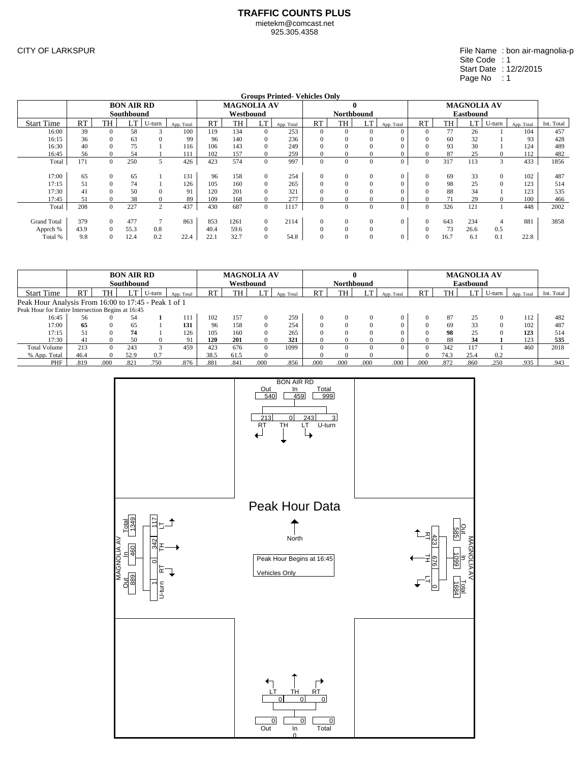# TRAFFIC COUNTS PLUS

mietekm@comcast.net
925.305.4358

CITY OF LARKSPUR

File Name : bon air-magnolia-p
Site Code : 1
Start Date : 12/2/2015
Page No : 1

**Groups Printed- Vehicles Only**

| | BON AIR RD Southbound | | | | | MAGNOLIA AV Westbound | | | | 0 Northbound | | | | MAGNOLIA AV Eastbound | | | | | |
|---|---|---|---|---|---|---|---|---|---|---|---|---|---|---|---|---|---|---|---|
| Start Time | RT | TH | LT | U-turn | App. Total | RT | TH | LT | App. Total | RT | TH | LT | App. Total | RT | TH | LT | U-turn | App. Total | Int. Total |
| 16:00 | 39 | 0 | 58 | 3 | 100 | 119 | 134 | 0 | 253 | 0 | 0 | 0 | 0 | 0 | 77 | 26 | 1 | 104 | 457 |
| 16:15 | 36 | 0 | 63 | 0 | 99 | 96 | 140 | 0 | 236 | 0 | 0 | 0 | 0 | 0 | 60 | 32 | 1 | 93 | 428 |
| 16:30 | 40 | 0 | 75 | 1 | 116 | 106 | 143 | 0 | 249 | 0 | 0 | 0 | 0 | 0 | 93 | 30 | 1 | 124 | 489 |
| 16:45 | 56 | 0 | 54 | 1 | 111 | 102 | 157 | 0 | 259 | 0 | 0 | 0 | 0 | 0 | 87 | 25 | 0 | 112 | 482 |
| Total | 171 | 0 | 250 | 5 | 426 | 423 | 574 | 0 | 997 | 0 | 0 | 0 | 0 | 0 | 317 | 113 | 3 | 433 | 1856 |
| 17:00 | 65 | 0 | 65 | 1 | 131 | 96 | 158 | 0 | 254 | 0 | 0 | 0 | 0 | 0 | 69 | 33 | 0 | 102 | 487 |
| 17:15 | 51 | 0 | 74 | 1 | 126 | 105 | 160 | 0 | 265 | 0 | 0 | 0 | 0 | 0 | 98 | 25 | 0 | 123 | 514 |
| 17:30 | 41 | 0 | 50 | 0 | 91 | 120 | 201 | 0 | 321 | 0 | 0 | 0 | 0 | 0 | 88 | 34 | 1 | 123 | 535 |
| 17:45 | 51 | 0 | 38 | 0 | 89 | 109 | 168 | 0 | 277 | 0 | 0 | 0 | 0 | 0 | 71 | 29 | 0 | 100 | 466 |
| Total | 208 | 0 | 227 | 2 | 437 | 430 | 687 | 0 | 1117 | 0 | 0 | 0 | 0 | 0 | 326 | 121 | 1 | 448 | 2002 |
| Grand Total | 379 | 0 | 477 | 7 | 863 | 853 | 1261 | 0 | 2114 | 0 | 0 | 0 | 0 | 0 | 643 | 234 | 4 | 881 | 3858 |
| Apprch % | 43.9 | 0 | 55.3 | 0.8 | | 40.4 | 59.6 | 0 | | 0 | 0 | 0 | | 0 | 73 | 26.6 | 0.5 | | |
| Total % | 9.8 | 0 | 12.4 | 0.2 | 22.4 | 22.1 | 32.7 | 0 | 54.8 | 0 | 0 | 0 | 0 | 0 | 16.7 | 6.1 | 0.1 | 22.8 | |

| | BON AIR RD Southbound | | | | | MAGNOLIA AV Westbound | | | | 0 Northbound | | | | MAGNOLIA AV Eastbound | | | | | |
|---|---|---|---|---|---|---|---|---|---|---|---|---|---|---|---|---|---|---|---|
| Start Time | RT | TH | LT | U-turn | App. Total | RT | TH | LT | App. Total | RT | TH | LT | App. Total | RT | TH | LT | U-turn | App. Total | Int. Total |
| Peak Hour Analysis From 16:00 to 17:45 - Peak 1 of 1 | | | | | | | | | | | | | | | | | | | |
| Peak Hour for Entire Intersection Begins at 16:45 | | | | | | | | | | | | | | | | | | | |
| 16:45 | 56 | 0 | 54 | **1** | 111 | 102 | 157 | 0 | 259 | 0 | 0 | 0 | 0 | 0 | 87 | 25 | 0 | 112 | 482 |
| 17:00 | **65** | 0 | 65 | 1 | **131** | 96 | 158 | 0 | 254 | 0 | 0 | 0 | 0 | 0 | 69 | 33 | 0 | 102 | 487 |
| 17:15 | 51 | 0 | **74** | 1 | 126 | 105 | 160 | 0 | 265 | 0 | 0 | 0 | 0 | 0 | **98** | 25 | 0 | **123** | 514 |
| 17:30 | 41 | 0 | 50 | 0 | 91 | **120** | **201** | 0 | **321** | 0 | 0 | 0 | 0 | 0 | 88 | **34** | **1** | 123 | **535** |
| Total Volume | 213 | 0 | 243 | 3 | 459 | 423 | 676 | 0 | 1099 | 0 | 0 | 0 | 0 | 0 | 342 | 117 | 1 | 460 | 2018 |
| % App. Total | 46.4 | 0 | 52.9 | 0.7 | | 38.5 | 61.5 | 0 | | 0 | 0 | 0 | | 0 | 74.3 | 25.4 | 0.2 | | |
| PHF | .819 | .000 | .821 | .750 | .876 | .881 | .841 | .000 | .856 | .000 | .000 | .000 | .000 | .000 | .872 | .860 | .250 | .935 | .943 |

## Peak Hour Data

North

Peak Hour Begins at 16:45

Vehicles Only

**BON AIR RD:** Out 540, In 459, Total 999; RT 213, TH 0, LT 243, U-turn 3

**MAGNOLIA AV (East):** Out 585, In 1099, Total 1684; RT 423, TH 676, LT 0

**MAGNOLIA AV (West):** Out 889, In 460, Total 1349; LT 117, TH 342, RT 0, U-turn 1

**South:** Out 0, In 0, Total 0; LT 0, TH 0, RT 0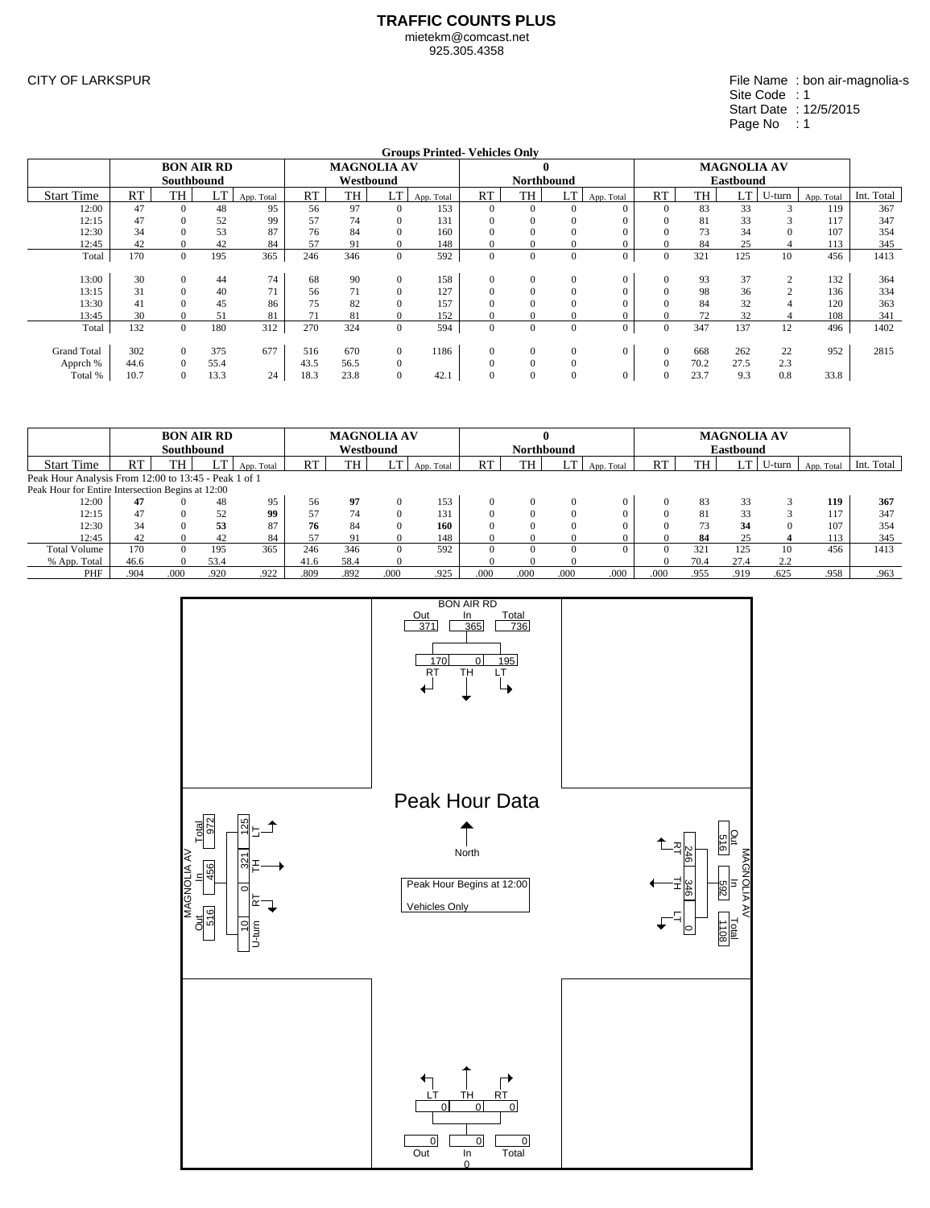# TRAFFIC COUNTS PLUS

mietekm@comcast.net
925.305.4358

CITY OF LARKSPUR

File Name : bon air-magnolia-s
Site Code : 1
Start Date : 12/5/2015
Page No : 1

**Groups Printed- Vehicles Only**

| | BON AIR RD Southbound | | | | MAGNOLIA AV Westbound | | | | 0 Northbound | | | | MAGNOLIA AV Eastbound | | | | | |
|---|---|---|---|---|---|---|---|---|---|---|---|---|---|---|---|---|---|---|
| Start Time | RT | TH | LT | App. Total | RT | TH | LT | App. Total | RT | TH | LT | App. Total | RT | TH | LT | U-turn | App. Total | Int. Total |
| 12:00 | 47 | 0 | 48 | 95 | 56 | 97 | 0 | 153 | 0 | 0 | 0 | 0 | 0 | 83 | 33 | 3 | 119 | 367 |
| 12:15 | 47 | 0 | 52 | 99 | 57 | 74 | 0 | 131 | 0 | 0 | 0 | 0 | 0 | 81 | 33 | 3 | 117 | 347 |
| 12:30 | 34 | 0 | 53 | 87 | 76 | 84 | 0 | 160 | 0 | 0 | 0 | 0 | 0 | 73 | 34 | 0 | 107 | 354 |
| 12:45 | 42 | 0 | 42 | 84 | 57 | 91 | 0 | 148 | 0 | 0 | 0 | 0 | 0 | 84 | 25 | 4 | 113 | 345 |
| Total | 170 | 0 | 195 | 365 | 246 | 346 | 0 | 592 | 0 | 0 | 0 | 0 | 0 | 321 | 125 | 10 | 456 | 1413 |
| 13:00 | 30 | 0 | 44 | 74 | 68 | 90 | 0 | 158 | 0 | 0 | 0 | 0 | 0 | 93 | 37 | 2 | 132 | 364 |
| 13:15 | 31 | 0 | 40 | 71 | 56 | 71 | 0 | 127 | 0 | 0 | 0 | 0 | 0 | 98 | 36 | 2 | 136 | 334 |
| 13:30 | 41 | 0 | 45 | 86 | 75 | 82 | 0 | 157 | 0 | 0 | 0 | 0 | 0 | 84 | 32 | 4 | 120 | 363 |
| 13:45 | 30 | 0 | 51 | 81 | 71 | 81 | 0 | 152 | 0 | 0 | 0 | 0 | 0 | 72 | 32 | 4 | 108 | 341 |
| Total | 132 | 0 | 180 | 312 | 270 | 324 | 0 | 594 | 0 | 0 | 0 | 0 | 0 | 347 | 137 | 12 | 496 | 1402 |
| Grand Total | 302 | 0 | 375 | 677 | 516 | 670 | 0 | 1186 | 0 | 0 | 0 | 0 | 0 | 668 | 262 | 22 | 952 | 2815 |
| Apprch % | 44.6 | 0 | 55.4 | | 43.5 | 56.5 | 0 | | 0 | 0 | 0 | | 0 | 70.2 | 27.5 | 2.3 | | |
| Total % | 10.7 | 0 | 13.3 | 24 | 18.3 | 23.8 | 0 | 42.1 | 0 | 0 | 0 | 0 | 0 | 23.7 | 9.3 | 0.8 | 33.8 | |

| | BON AIR RD Southbound | | | | MAGNOLIA AV Westbound | | | | 0 Northbound | | | | MAGNOLIA AV Eastbound | | | | | |
|---|---|---|---|---|---|---|---|---|---|---|---|---|---|---|---|---|---|---|
| Start Time | RT | TH | LT | App. Total | RT | TH | LT | App. Total | RT | TH | LT | App. Total | RT | TH | LT | U-turn | App. Total | Int. Total |
| Peak Hour Analysis From 12:00 to 13:45 - Peak 1 of 1 | | | | | | | | | | | | | | | | | | |
| Peak Hour for Entire Intersection Begins at 12:00 | | | | | | | | | | | | | | | | | | |
| 12:00 | **47** | 0 | 48 | 95 | 56 | **97** | 0 | 153 | 0 | 0 | 0 | 0 | 0 | 83 | 33 | 3 | **119** | **367** |
| 12:15 | 47 | 0 | 52 | **99** | 57 | 74 | 0 | 131 | 0 | 0 | 0 | 0 | 0 | 81 | 33 | 3 | 117 | 347 |
| 12:30 | 34 | 0 | **53** | 87 | **76** | 84 | 0 | **160** | 0 | 0 | 0 | 0 | 0 | 73 | **34** | 0 | 107 | 354 |
| 12:45 | 42 | 0 | 42 | 84 | 57 | 91 | 0 | 148 | 0 | 0 | 0 | 0 | 0 | **84** | 25 | **4** | 113 | 345 |
| Total Volume | 170 | 0 | 195 | 365 | 246 | 346 | 0 | 592 | 0 | 0 | 0 | 0 | 0 | 321 | 125 | 10 | 456 | 1413 |
| % App. Total | 46.6 | 0 | 53.4 | | 41.6 | 58.4 | 0 | | 0 | 0 | 0 | | 0 | 70.4 | 27.4 | 2.2 | | |
| PHF | .904 | .000 | .920 | .922 | .809 | .892 | .000 | .925 | .000 | .000 | .000 | .000 | .000 | .955 | .919 | .625 | .958 | .963 |

## Peak Hour Data

Peak Hour Begins at 12:00
Vehicles Only

North

**BON AIR RD** — Out: 371, In: 365, Total: 736; RT: 170, TH: 0, LT: 195

**MAGNOLIA AV (West leg)** — Out: 516, In: 456, Total: 972; LT: 125, TH: 321, RT: 0, U-turn: 10

**MAGNOLIA AV (East leg)** — Out: 516, In: 592, Total: 1108; RT: 246, TH: 346, LT: 0

**South leg** — Out: 0, In: 0, Total: 0; LT: 0, TH: 0, RT: 0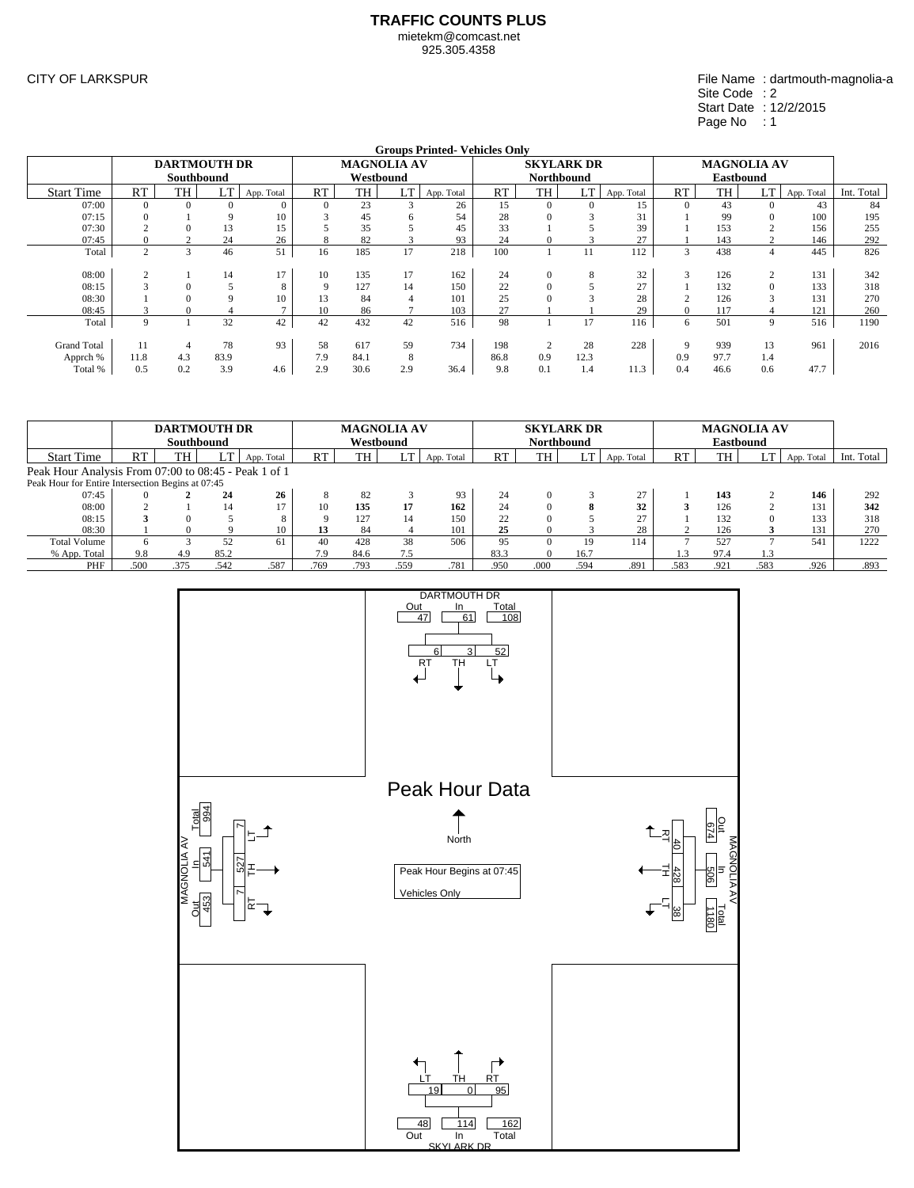**TRAFFIC COUNTS PLUS**
mietekm@comcast.net
925.305.4358

CITY OF LARKSPUR

File Name : dartmouth-magnolia-a
Site Code : 2
Start Date : 12/2/2015
Page No : 1

**Groups Printed- Vehicles Only**

| | DARTMOUTH DR Southbound | | | | MAGNOLIA AV Westbound | | | | SKYLARK DR Northbound | | | | MAGNOLIA AV Eastbound | | | | |
|---|---|---|---|---|---|---|---|---|---|---|---|---|---|---|---|---|---|
| Start Time | RT | TH | LT | App. Total | RT | TH | LT | App. Total | RT | TH | LT | App. Total | RT | TH | LT | App. Total | Int. Total |
| 07:00 | 0 | 0 | 0 | 0 | 0 | 23 | 3 | 26 | 15 | 0 | 0 | 15 | 0 | 43 | 0 | 43 | 84 |
| 07:15 | 0 | 1 | 9 | 10 | 3 | 45 | 6 | 54 | 28 | 0 | 3 | 31 | 1 | 99 | 0 | 100 | 195 |
| 07:30 | 2 | 0 | 13 | 15 | 5 | 35 | 5 | 45 | 33 | 1 | 5 | 39 | 1 | 153 | 2 | 156 | 255 |
| 07:45 | 0 | 2 | 24 | 26 | 8 | 82 | 3 | 93 | 24 | 0 | 3 | 27 | 1 | 143 | 2 | 146 | 292 |
| Total | 2 | 3 | 46 | 51 | 16 | 185 | 17 | 218 | 100 | 1 | 11 | 112 | 3 | 438 | 4 | 445 | 826 |
| 08:00 | 2 | 1 | 14 | 17 | 10 | 135 | 17 | 162 | 24 | 0 | 8 | 32 | 3 | 126 | 2 | 131 | 342 |
| 08:15 | 3 | 0 | 5 | 8 | 9 | 127 | 14 | 150 | 22 | 0 | 5 | 27 | 1 | 132 | 0 | 133 | 318 |
| 08:30 | 1 | 0 | 9 | 10 | 13 | 84 | 4 | 101 | 25 | 0 | 3 | 28 | 2 | 126 | 3 | 131 | 270 |
| 08:45 | 3 | 0 | 4 | 7 | 10 | 86 | 7 | 103 | 27 | 1 | 1 | 29 | 0 | 117 | 4 | 121 | 260 |
| Total | 9 | 1 | 32 | 42 | 42 | 432 | 42 | 516 | 98 | 1 | 17 | 116 | 6 | 501 | 9 | 516 | 1190 |
| Grand Total | 11 | 4 | 78 | 93 | 58 | 617 | 59 | 734 | 198 | 2 | 28 | 228 | 9 | 939 | 13 | 961 | 2016 |
| Apprch % | 11.8 | 4.3 | 83.9 | | 7.9 | 84.1 | 8 | | 86.8 | 0.9 | 12.3 | | 0.9 | 97.7 | 1.4 | | |
| Total % | 0.5 | 0.2 | 3.9 | 4.6 | 2.9 | 30.6 | 2.9 | 36.4 | 9.8 | 0.1 | 1.4 | 11.3 | 0.4 | 46.6 | 0.6 | 47.7 | |

| | DARTMOUTH DR Southbound | | | | MAGNOLIA AV Westbound | | | | SKYLARK DR Northbound | | | | MAGNOLIA AV Eastbound | | | | |
|---|---|---|---|---|---|---|---|---|---|---|---|---|---|---|---|---|---|
| Start Time | RT | TH | LT | App. Total | RT | TH | LT | App. Total | RT | TH | LT | App. Total | RT | TH | LT | App. Total | Int. Total |
| Peak Hour Analysis From 07:00 to 08:45 - Peak 1 of 1 | | | | | | | | | | | | | | | | | |
| Peak Hour for Entire Intersection Begins at 07:45 | | | | | | | | | | | | | | | | | |
| 07:45 | 0 | **2** | **24** | **26** | 8 | 82 | 3 | 93 | 24 | 0 | 3 | 27 | 1 | **143** | 2 | **146** | 292 |
| 08:00 | 2 | 1 | 14 | 17 | 10 | **135** | **17** | **162** | 24 | 0 | **8** | **32** | **3** | 126 | 2 | 131 | **342** |
| 08:15 | **3** | 0 | 5 | 8 | 9 | 127 | 14 | 150 | 22 | 0 | 5 | 27 | 1 | 132 | 0 | 133 | 318 |
| 08:30 | 1 | 0 | 9 | 10 | **13** | 84 | 4 | 101 | **25** | 0 | 3 | 28 | 2 | 126 | **3** | 131 | 270 |
| Total Volume | 6 | 3 | 52 | 61 | 40 | 428 | 38 | 506 | 95 | 0 | 19 | 114 | 7 | 527 | 7 | 541 | 1222 |
| % App. Total | 9.8 | 4.9 | 85.2 | | 7.9 | 84.6 | 7.5 | | 83.3 | 0 | 16.7 | | 1.3 | 97.4 | 1.3 | | |
| PHF | .500 | .375 | .542 | .587 | .769 | .793 | .559 | .781 | .950 | .000 | .594 | .891 | .583 | .921 | .583 | .926 | .893 |

**Peak Hour Data**

Peak Hour Begins at 07:45
Vehicles Only

| Approach | Out | In | Total | RT | TH | LT |
|---|---|---|---|---|---|---|
| DARTMOUTH DR | 47 | 61 | 108 | 6 | 3 | 52 |
| MAGNOLIA AV (Westbound) | 674 | 506 | 1180 | 40 | 428 | 38 |
| SKYLARK DR | 48 | 114 | 162 | 95 | 0 | 19 |
| MAGNOLIA AV (Eastbound) | 453 | 541 | 994 | 7 | 527 | 7 |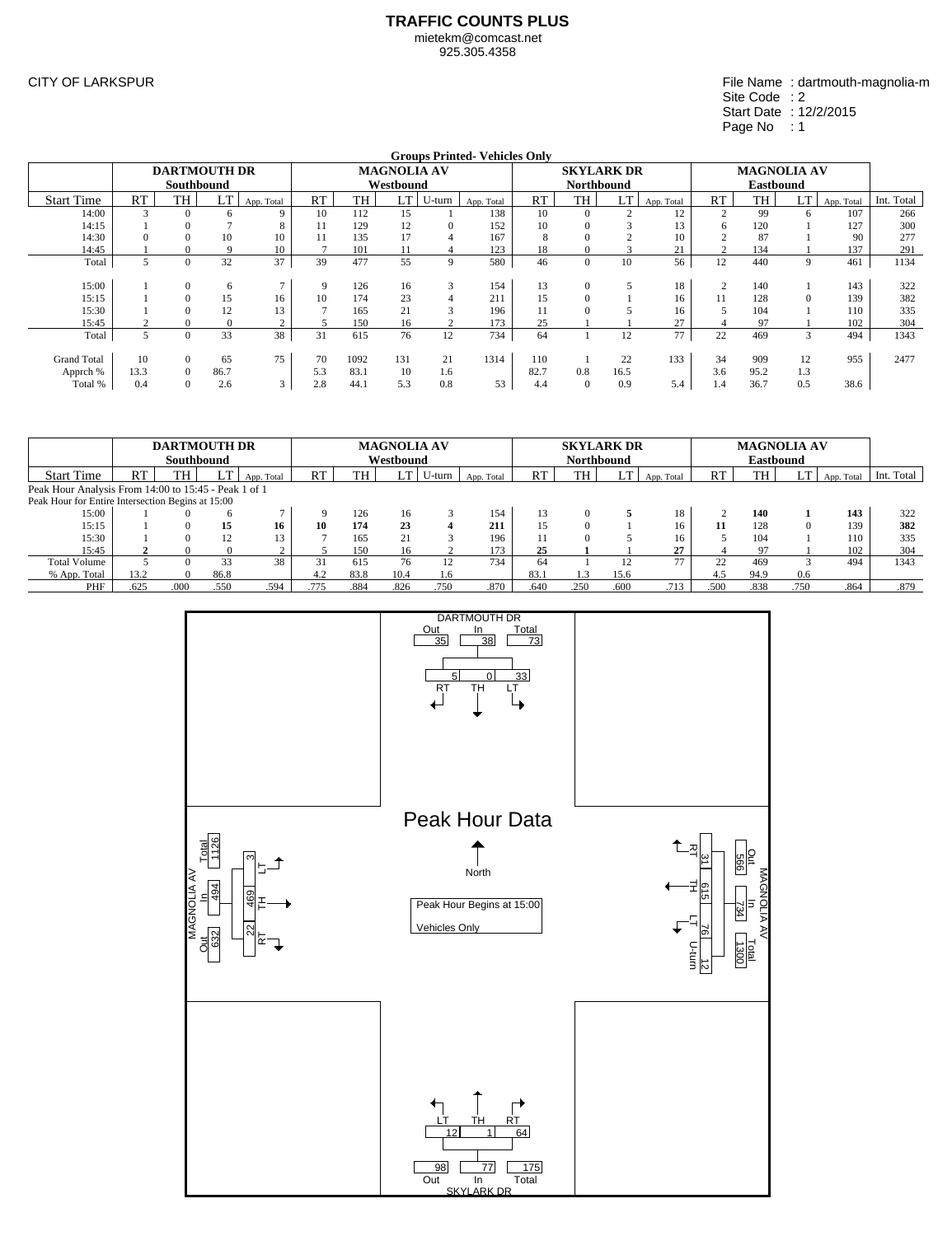# TRAFFIC COUNTS PLUS

mietekm@comcast.net
925.305.4358

CITY OF LARKSPUR

File Name : dartmouth-magnolia-m
Site Code : 2
Start Date : 12/2/2015
Page No : 1

**Groups Printed- Vehicles Only**

| | DARTMOUTH DR Southbound | | | | MAGNOLIA AV Westbound | | | | | SKYLARK DR Northbound | | | | MAGNOLIA AV Eastbound | | | | |
|---|---|---|---|---|---|---|---|---|---|---|---|---|---|---|---|---|---|---|
| Start Time | RT | TH | LT | App. Total | RT | TH | LT | U-turn | App. Total | RT | TH | LT | App. Total | RT | TH | LT | App. Total | Int. Total |
| 14:00 | 3 | 0 | 6 | 9 | 10 | 112 | 15 | 1 | 138 | 10 | 0 | 2 | 12 | 2 | 99 | 6 | 107 | 266 |
| 14:15 | 1 | 0 | 7 | 8 | 11 | 129 | 12 | 0 | 152 | 10 | 0 | 3 | 13 | 6 | 120 | 1 | 127 | 300 |
| 14:30 | 0 | 0 | 10 | 10 | 11 | 135 | 17 | 4 | 167 | 8 | 0 | 2 | 10 | 2 | 87 | 1 | 90 | 277 |
| 14:45 | 1 | 0 | 9 | 10 | 7 | 101 | 11 | 4 | 123 | 18 | 0 | 3 | 21 | 2 | 134 | 1 | 137 | 291 |
| Total | 5 | 0 | 32 | 37 | 39 | 477 | 55 | 9 | 580 | 46 | 0 | 10 | 56 | 12 | 440 | 9 | 461 | 1134 |
| 15:00 | 1 | 0 | 6 | 7 | 9 | 126 | 16 | 3 | 154 | 13 | 0 | 5 | 18 | 2 | 140 | 1 | 143 | 322 |
| 15:15 | 1 | 0 | 15 | 16 | 10 | 174 | 23 | 4 | 211 | 15 | 0 | 1 | 16 | 11 | 128 | 0 | 139 | 382 |
| 15:30 | 1 | 0 | 12 | 13 | 7 | 165 | 21 | 3 | 196 | 11 | 0 | 5 | 16 | 5 | 104 | 1 | 110 | 335 |
| 15:45 | 2 | 0 | 0 | 2 | 5 | 150 | 16 | 2 | 173 | 25 | 1 | 1 | 27 | 4 | 97 | 1 | 102 | 304 |
| Total | 5 | 0 | 33 | 38 | 31 | 615 | 76 | 12 | 734 | 64 | 1 | 12 | 77 | 22 | 469 | 3 | 494 | 1343 |
| Grand Total | 10 | 0 | 65 | 75 | 70 | 1092 | 131 | 21 | 1314 | 110 | 1 | 22 | 133 | 34 | 909 | 12 | 955 | 2477 |
| Apprch % | 13.3 | 0 | 86.7 | | 5.3 | 83.1 | 10 | 1.6 | | 82.7 | 0.8 | 16.5 | | 3.6 | 95.2 | 1.3 | | |
| Total % | 0.4 | 0 | 2.6 | 3 | 2.8 | 44.1 | 5.3 | 0.8 | 53 | 4.4 | 0 | 0.9 | 5.4 | 1.4 | 36.7 | 0.5 | 38.6 | |

| | DARTMOUTH DR Southbound | | | | MAGNOLIA AV Westbound | | | | | SKYLARK DR Northbound | | | | MAGNOLIA AV Eastbound | | | | |
|---|---|---|---|---|---|---|---|---|---|---|---|---|---|---|---|---|---|---|
| Start Time | RT | TH | LT | App. Total | RT | TH | LT | U-turn | App. Total | RT | TH | LT | App. Total | RT | TH | LT | App. Total | Int. Total |
| Peak Hour Analysis From 14:00 to 15:45 - Peak 1 of 1 | | | | | | | | | | | | | | | | | | |
| Peak Hour for Entire Intersection Begins at 15:00 | | | | | | | | | | | | | | | | | | |
| 15:00 | 1 | 0 | 6 | 7 | 9 | 126 | 16 | 3 | 154 | 13 | 0 | **5** | 18 | 2 | **140** | **1** | **143** | 322 |
| 15:15 | 1 | 0 | **15** | **16** | **10** | **174** | **23** | **4** | **211** | 15 | 0 | 1 | 16 | **11** | 128 | 0 | 139 | **382** |
| 15:30 | 1 | 0 | 12 | 13 | 7 | 165 | 21 | 3 | 196 | 11 | 0 | 5 | 16 | 5 | 104 | 1 | 110 | 335 |
| 15:45 | **2** | 0 | 0 | 2 | 5 | 150 | 16 | 2 | 173 | **25** | **1** | 1 | **27** | 4 | 97 | 1 | 102 | 304 |
| Total Volume | 5 | 0 | 33 | 38 | 31 | 615 | 76 | 12 | 734 | 64 | 1 | 12 | 77 | 22 | 469 | 3 | 494 | 1343 |
| % App. Total | 13.2 | 0 | 86.8 | | 4.2 | 83.8 | 10.4 | 1.6 | | 83.1 | 1.3 | 15.6 | | 4.5 | 94.9 | 0.6 | | |
| PHF | .625 | .000 | .550 | .594 | .775 | .884 | .826 | .750 | .870 | .640 | .250 | .600 | .713 | .500 | .838 | .750 | .864 | .879 |

## Peak Hour Data

Peak Hour Begins at 15:00

Vehicles Only

North

**DARTMOUTH DR:** Out 35, In 38, Total 73; RT 5, TH 0, LT 33

**MAGNOLIA AV (Westbound):** Out 566, In 734, Total 1300; RT 31, TH 615, LT 76, U-turn 12

**SKYLARK DR:** Out 98, In 77, Total 175; LT 12, TH 1, RT 64

**MAGNOLIA AV (Eastbound):** Out 632, In 494, Total 1126; LT 3, TH 469, RT 22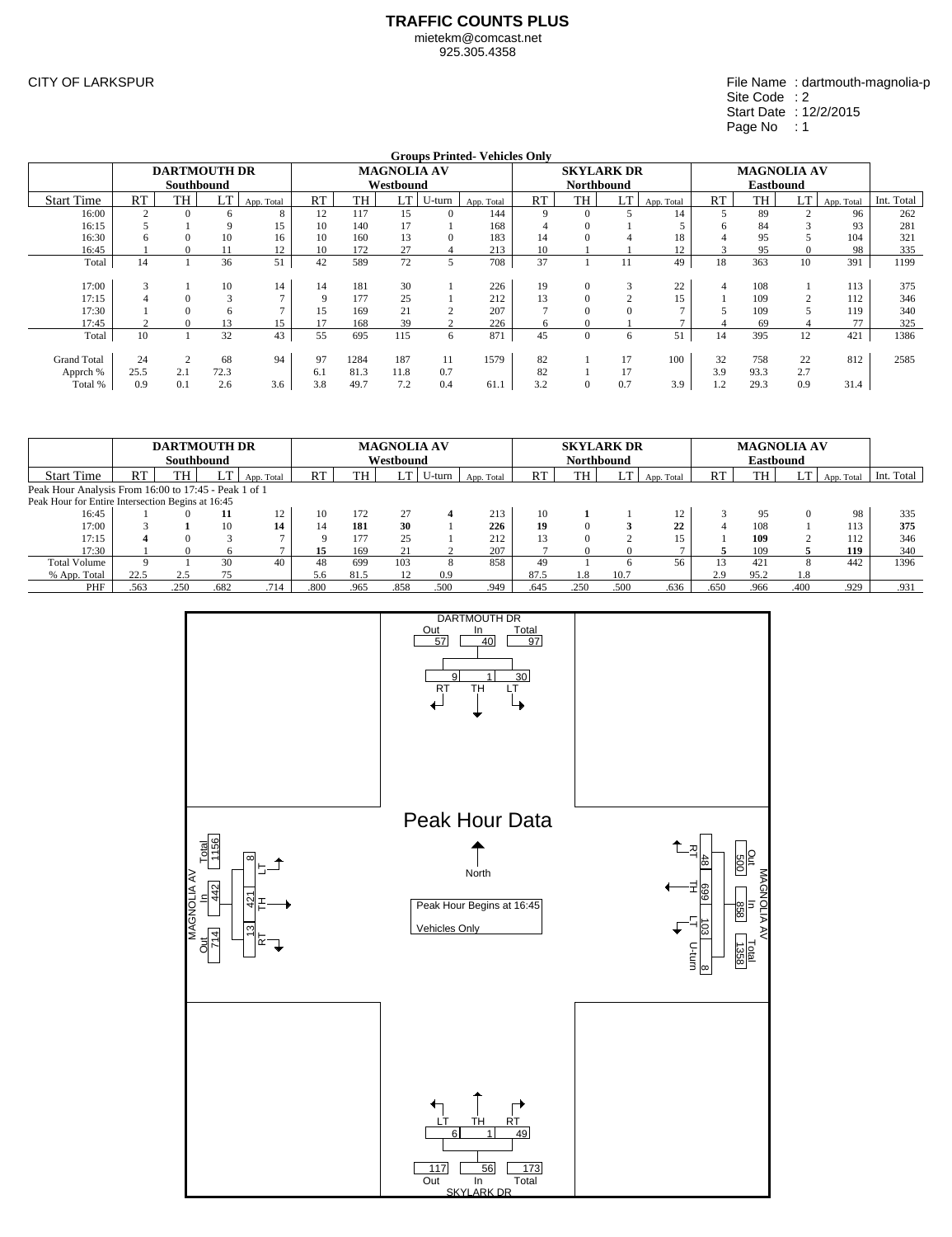**TRAFFIC COUNTS PLUS**
mietekm@comcast.net
925.305.4358

CITY OF LARKSPUR

File Name : dartmouth-magnolia-p
Site Code : 2
Start Date : 12/2/2015
Page No : 1

**Groups Printed- Vehicles Only**

| | DARTMOUTH DR Southbound | | | | MAGNOLIA AV Westbound | | | | | SKYLARK DR Northbound | | | | MAGNOLIA AV Eastbound | | | | |
|---|---|---|---|---|---|---|---|---|---|---|---|---|---|---|---|---|---|---|
| Start Time | RT | TH | LT | App. Total | RT | TH | LT | U-turn | App. Total | RT | TH | LT | App. Total | RT | TH | LT | App. Total | Int. Total |
| 16:00 | 2 | 0 | 6 | 8 | 12 | 117 | 15 | 0 | 144 | 9 | 0 | 5 | 14 | 5 | 89 | 2 | 96 | 262 |
| 16:15 | 5 | 1 | 9 | 15 | 10 | 140 | 17 | 1 | 168 | 4 | 0 | 1 | 5 | 6 | 84 | 3 | 93 | 281 |
| 16:30 | 6 | 0 | 10 | 16 | 10 | 160 | 13 | 0 | 183 | 14 | 0 | 4 | 18 | 4 | 95 | 5 | 104 | 321 |
| 16:45 | 1 | 0 | 11 | 12 | 10 | 172 | 27 | 4 | 213 | 10 | 1 | 1 | 12 | 3 | 95 | 0 | 98 | 335 |
| Total | 14 | 1 | 36 | 51 | 42 | 589 | 72 | 5 | 708 | 37 | 1 | 11 | 49 | 18 | 363 | 10 | 391 | 1199 |
| 17:00 | 3 | 1 | 10 | 14 | 14 | 181 | 30 | 1 | 226 | 19 | 0 | 3 | 22 | 4 | 108 | 1 | 113 | 375 |
| 17:15 | 4 | 0 | 3 | 7 | 9 | 177 | 25 | 1 | 212 | 13 | 0 | 2 | 15 | 1 | 109 | 2 | 112 | 346 |
| 17:30 | 1 | 0 | 6 | 7 | 15 | 169 | 21 | 2 | 207 | 7 | 0 | 0 | 7 | 5 | 109 | 5 | 119 | 340 |
| 17:45 | 2 | 0 | 13 | 15 | 17 | 168 | 39 | 2 | 226 | 6 | 0 | 1 | 7 | 4 | 69 | 4 | 77 | 325 |
| Total | 10 | 1 | 32 | 43 | 55 | 695 | 115 | 6 | 871 | 45 | 0 | 6 | 51 | 14 | 395 | 12 | 421 | 1386 |
| Grand Total | 24 | 2 | 68 | 94 | 97 | 1284 | 187 | 11 | 1579 | 82 | 1 | 17 | 100 | 32 | 758 | 22 | 812 | 2585 |
| Apprch % | 25.5 | 2.1 | 72.3 | | 6.1 | 81.3 | 11.8 | 0.7 | | 82 | 1 | 17 | | 3.9 | 93.3 | 2.7 | | |
| Total % | 0.9 | 0.1 | 2.6 | 3.6 | 3.8 | 49.7 | 7.2 | 0.4 | 61.1 | 3.2 | 0 | 0.7 | 3.9 | 1.2 | 29.3 | 0.9 | 31.4 | |

| | DARTMOUTH DR Southbound | | | | MAGNOLIA AV Westbound | | | | | SKYLARK DR Northbound | | | | MAGNOLIA AV Eastbound | | | | |
|---|---|---|---|---|---|---|---|---|---|---|---|---|---|---|---|---|---|---|
| Start Time | RT | TH | LT | App. Total | RT | TH | LT | U-turn | App. Total | RT | TH | LT | App. Total | RT | TH | LT | App. Total | Int. Total |
| Peak Hour Analysis From 16:00 to 17:45 - Peak 1 of 1 | | | | | | | | | | | | | | | | | | |
| Peak Hour for Entire Intersection Begins at 16:45 | | | | | | | | | | | | | | | | | | |
| 16:45 | 1 | 0 | **11** | 12 | 10 | 172 | 27 | **4** | 213 | 10 | **1** | 1 | 12 | 3 | 95 | 0 | 98 | 335 |
| 17:00 | 3 | **1** | 10 | **14** | 14 | **181** | **30** | 1 | **226** | **19** | 0 | **3** | **22** | 4 | 108 | 1 | 113 | **375** |
| 17:15 | **4** | 0 | 3 | 7 | 9 | 177 | 25 | 1 | 212 | 13 | 0 | 2 | 15 | 1 | **109** | 2 | 112 | 346 |
| 17:30 | 1 | 0 | 6 | 7 | **15** | 169 | 21 | 2 | 207 | 7 | 0 | 0 | 7 | **5** | 109 | **5** | **119** | 340 |
| Total Volume | 9 | 1 | 30 | 40 | 48 | 699 | 103 | 8 | 858 | 49 | 1 | 6 | 56 | 13 | 421 | 8 | 442 | 1396 |
| % App. Total | 22.5 | 2.5 | 75 | | 5.6 | 81.5 | 12 | 0.9 | | 87.5 | 1.8 | 10.7 | | 2.9 | 95.2 | 1.8 | | |
| PHF | .563 | .250 | .682 | .714 | .800 | .965 | .858 | .500 | .949 | .645 | .250 | .500 | .636 | .650 | .966 | .400 | .929 | .931 |

**Peak Hour Data**

Peak Hour Begins at 16:45

Vehicles Only

North

DARTMOUTH DR: Out 57, In 40, Total 97; RT 9, TH 1, LT 30

MAGNOLIA AV (West): Out 714, In 442, Total 1156; LT 8, TH 421, RT 13

MAGNOLIA AV (East): Out 500, In 858, Total 1358; RT 48, TH 699, LT 103, U-turn 8

SKYLARK DR: Out 117, In 56, Total 173; LT 6, TH 1, RT 49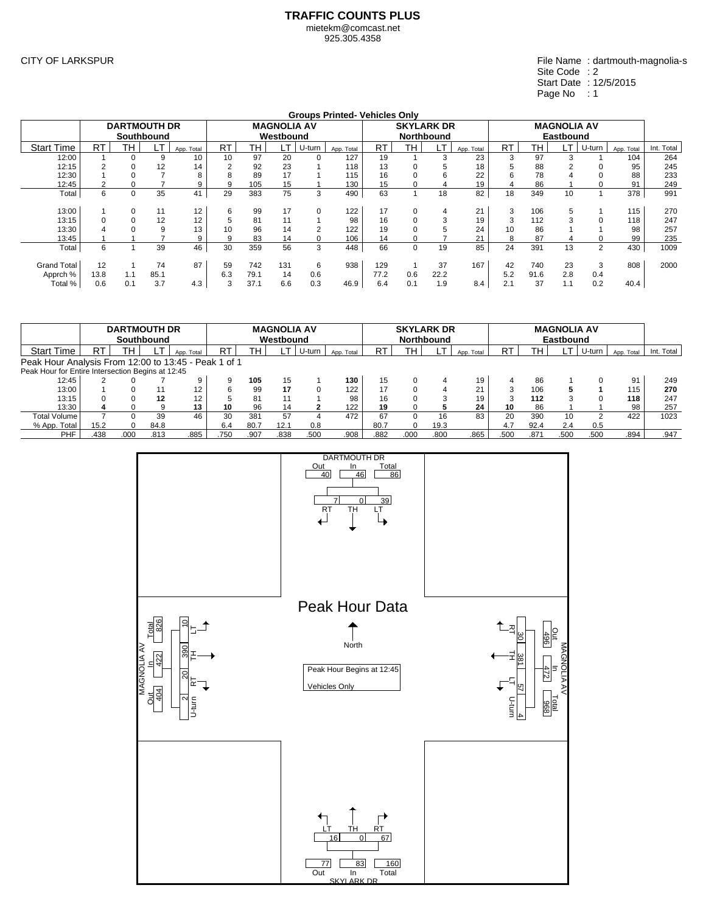**TRAFFIC COUNTS PLUS**
mietekm@comcast.net
925.305.4358

CITY OF LARKSPUR

File Name : dartmouth-magnolia-s
Site Code : 2
Start Date : 12/5/2015
Page No : 1

**Groups Printed- Vehicles Only**

| | DARTMOUTH DR Southbound | | | | MAGNOLIA AV Westbound | | | | | SKYLARK DR Northbound | | | | MAGNOLIA AV Eastbound | | | | | |
|---|---|---|---|---|---|---|---|---|---|---|---|---|---|---|---|---|---|---|---|
| Start Time | RT | TH | LT | App. Total | RT | TH | LT | U-turn | App. Total | RT | TH | LT | App. Total | RT | TH | LT | U-turn | App. Total | Int. Total |
| 12:00 | 1 | 0 | 9 | 10 | 10 | 97 | 20 | 0 | 127 | 19 | 1 | 3 | 23 | 3 | 97 | 3 | 1 | 104 | 264 |
| 12:15 | 2 | 0 | 12 | 14 | 2 | 92 | 23 | 1 | 118 | 13 | 0 | 5 | 18 | 5 | 88 | 2 | 0 | 95 | 245 |
| 12:30 | 1 | 0 | 7 | 8 | 8 | 89 | 17 | 1 | 115 | 16 | 0 | 6 | 22 | 6 | 78 | 4 | 0 | 88 | 233 |
| 12:45 | 2 | 0 | 7 | 9 | 9 | 105 | 15 | 1 | 130 | 15 | 0 | 4 | 19 | 4 | 86 | 1 | 0 | 91 | 249 |
| Total | 6 | 0 | 35 | 41 | 29 | 383 | 75 | 3 | 490 | 63 | 1 | 18 | 82 | 18 | 349 | 10 | 1 | 378 | 991 |
| 13:00 | 1 | 0 | 11 | 12 | 6 | 99 | 17 | 0 | 122 | 17 | 0 | 4 | 21 | 3 | 106 | 5 | 1 | 115 | 270 |
| 13:15 | 0 | 0 | 12 | 12 | 5 | 81 | 11 | 1 | 98 | 16 | 0 | 3 | 19 | 3 | 112 | 3 | 0 | 118 | 247 |
| 13:30 | 4 | 0 | 9 | 13 | 10 | 96 | 14 | 2 | 122 | 19 | 0 | 5 | 24 | 10 | 86 | 1 | 1 | 98 | 257 |
| 13:45 | 1 | 1 | 7 | 9 | 9 | 83 | 14 | 0 | 106 | 14 | 0 | 7 | 21 | 8 | 87 | 4 | 0 | 99 | 235 |
| Total | 6 | 1 | 39 | 46 | 30 | 359 | 56 | 3 | 448 | 66 | 0 | 19 | 85 | 24 | 391 | 13 | 2 | 430 | 1009 |
| Grand Total | 12 | 1 | 74 | 87 | 59 | 742 | 131 | 6 | 938 | 129 | 1 | 37 | 167 | 42 | 740 | 23 | 3 | 808 | 2000 |
| Apprch % | 13.8 | 1.1 | 85.1 | | 6.3 | 79.1 | 14 | 0.6 | | 77.2 | 0.6 | 22.2 | | 5.2 | 91.6 | 2.8 | 0.4 | | |
| Total % | 0.6 | 0.1 | 3.7 | 4.3 | 3 | 37.1 | 6.6 | 0.3 | 46.9 | 6.4 | 0.1 | 1.9 | 8.4 | 2.1 | 37 | 1.1 | 0.2 | 40.4 | |

| | DARTMOUTH DR Southbound | | | | MAGNOLIA AV Westbound | | | | | SKYLARK DR Northbound | | | | MAGNOLIA AV Eastbound | | | | | |
|---|---|---|---|---|---|---|---|---|---|---|---|---|---|---|---|---|---|---|---|
| Start Time | RT | TH | LT | App. Total | RT | TH | LT | U-turn | App. Total | RT | TH | LT | App. Total | RT | TH | LT | U-turn | App. Total | Int. Total |
| Peak Hour Analysis From 12:00 to 13:45 - Peak 1 of 1 | | | | | | | | | | | | | | | | | | | |
| Peak Hour for Entire Intersection Begins at 12:45 | | | | | | | | | | | | | | | | | | | |
| 12:45 | 2 | 0 | 7 | 9 | 9 | **105** | 15 | 1 | **130** | 15 | 0 | 4 | 19 | 4 | 86 | 1 | 0 | 91 | 249 |
| 13:00 | 1 | 0 | 11 | 12 | 6 | 99 | **17** | 0 | 122 | 17 | 0 | 4 | 21 | 3 | 106 | **5** | **1** | 115 | **270** |
| 13:15 | 0 | 0 | **12** | 12 | 5 | 81 | 11 | 1 | 98 | 16 | 0 | 3 | 19 | 3 | **112** | 3 | 0 | **118** | 247 |
| 13:30 | **4** | 0 | 9 | **13** | **10** | 96 | 14 | **2** | 122 | **19** | 0 | **5** | **24** | **10** | 86 | 1 | 1 | 98 | 257 |
| Total Volume | 7 | 0 | 39 | 46 | 30 | 381 | 57 | 4 | 472 | 67 | 0 | 16 | 83 | 20 | 390 | 10 | 2 | 422 | 1023 |
| % App. Total | 15.2 | 0 | 84.8 | | 6.4 | 80.7 | 12.1 | 0.8 | | 80.7 | 0 | 19.3 | | 4.7 | 92.4 | 2.4 | 0.5 | | |
| PHF | .438 | .000 | .813 | .885 | .750 | .907 | .838 | .500 | .908 | .882 | .000 | .800 | .865 | .500 | .871 | .500 | .500 | .894 | .947 |

DARTMOUTH DR
Out 40 In 46 Total 86
RT 7 TH 0 LT 39

Peak Hour Data

North

Peak Hour Begins at 12:45
Vehicles Only

MAGNOLIA AV (West)
Total 826 In 422 Out 404
LT 10 TH 390 RT 20 U-turn 2

MAGNOLIA AV (East)
Out 496 In 472 Total 968
RT 30 TH 381 LT 57 U-turn 4

SKYLARK DR
LT 16 TH 0 RT 67
Out 77 In 83 Total 160